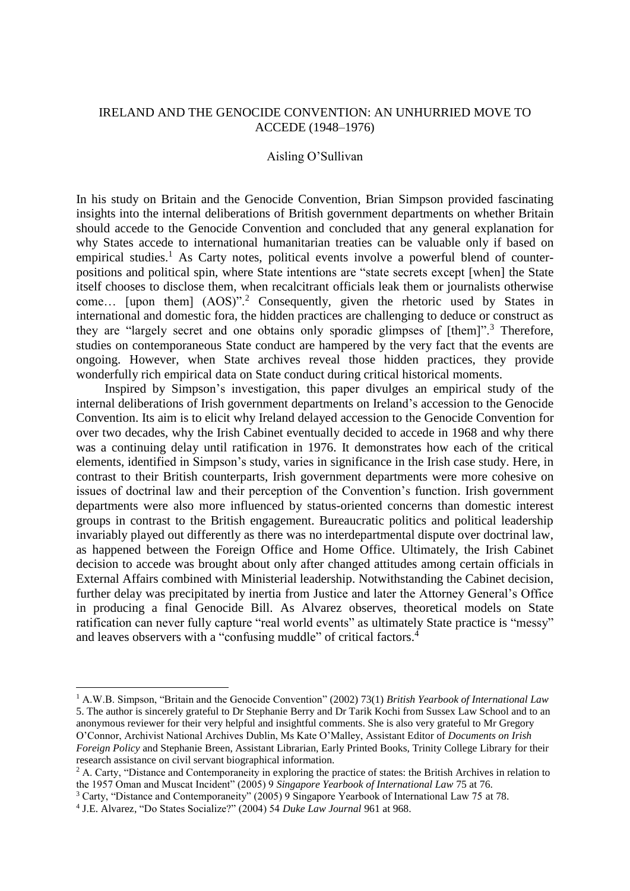# IRELAND AND THE GENOCIDE CONVENTION: AN UNHURRIED MOVE TO ACCEDE (1948–1976)

Aisling O'Sullivan

In his study on Britain and the Genocide Convention, Brian Simpson provided fascinating insights into the internal deliberations of British government departments on whether Britain should accede to the Genocide Convention and concluded that any general explanation for why States accede to international humanitarian treaties can be valuable only if based on empirical studies.[1] As Carty notes, political events involve a powerful blend of counter-positions and political spin, where State intentions are "state secrets except [when] the State itself chooses to disclose them, when recalcitrant officials leak them or journalists otherwise come… [upon them] (AOS)".[2] Consequently, given the rhetoric used by States in international and domestic fora, the hidden practices are challenging to deduce or construct as they are "largely secret and one obtains only sporadic glimpses of [them]".[3] Therefore, studies on contemporaneous State conduct are hampered by the very fact that the events are ongoing. However, when State archives reveal those hidden practices, they provide wonderfully rich empirical data on State conduct during critical historical moments.

Inspired by Simpson's investigation, this paper divulges an empirical study of the internal deliberations of Irish government departments on Ireland's accession to the Genocide Convention. Its aim is to elicit why Ireland delayed accession to the Genocide Convention for over two decades, why the Irish Cabinet eventually decided to accede in 1968 and why there was a continuing delay until ratification in 1976. It demonstrates how each of the critical elements, identified in Simpson's study, varies in significance in the Irish case study. Here, in contrast to their British counterparts, Irish government departments were more cohesive on issues of doctrinal law and their perception of the Convention's function. Irish government departments were also more influenced by status-oriented concerns than domestic interest groups in contrast to the British engagement. Bureaucratic politics and political leadership invariably played out differently as there was no interdepartmental dispute over doctrinal law, as happened between the Foreign Office and Home Office. Ultimately, the Irish Cabinet decision to accede was brought about only after changed attitudes among certain officials in External Affairs combined with Ministerial leadership. Notwithstanding the Cabinet decision, further delay was precipitated by inertia from Justice and later the Attorney General's Office in producing a final Genocide Bill. As Alvarez observes, theoretical models on State ratification can never fully capture "real world events" as ultimately State practice is "messy" and leaves observers with a "confusing muddle" of critical factors.[4]

---

[1] A.W.B. Simpson, "Britain and the Genocide Convention" (2002) 73(1) *British Yearbook of International Law* 5. The author is sincerely grateful to Dr Stephanie Berry and Dr Tarik Kochi from Sussex Law School and to an anonymous reviewer for their very helpful and insightful comments. She is also very grateful to Mr Gregory O'Connor, Archivist National Archives Dublin, Ms Kate O'Malley, Assistant Editor of *Documents on Irish Foreign Policy* and Stephanie Breen, Assistant Librarian, Early Printed Books, Trinity College Library for their research assistance on civil servant biographical information.

[2] A. Carty, "Distance and Contemporaneity in exploring the practice of states: the British Archives in relation to the 1957 Oman and Muscat Incident" (2005) 9 *Singapore Yearbook of International Law* 75 at 76.

[3] Carty, "Distance and Contemporaneity" (2005) 9 Singapore Yearbook of International Law 75 at 78.

[4] J.E. Alvarez, "Do States Socialize?" (2004) 54 *Duke Law Journal* 961 at 968.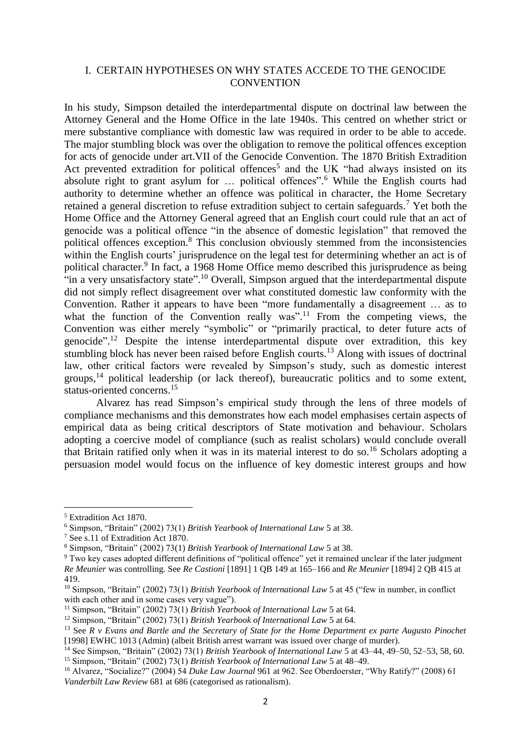## I. CERTAIN HYPOTHESES ON WHY STATES ACCEDE TO THE GENOCIDE CONVENTION

In his study, Simpson detailed the interdepartmental dispute on doctrinal law between the Attorney General and the Home Office in the late 1940s. This centred on whether strict or mere substantive compliance with domestic law was required in order to be able to accede. The major stumbling block was over the obligation to remove the political offences exception for acts of genocide under art.VII of the Genocide Convention. The 1870 British Extradition Act prevented extradition for political offences[5] and the UK "had always insisted on its absolute right to grant asylum for … political offences".[6] While the English courts had authority to determine whether an offence was political in character, the Home Secretary retained a general discretion to refuse extradition subject to certain safeguards.[7] Yet both the Home Office and the Attorney General agreed that an English court could rule that an act of genocide was a political offence "in the absence of domestic legislation" that removed the political offences exception.[8] This conclusion obviously stemmed from the inconsistencies within the English courts' jurisprudence on the legal test for determining whether an act is of political character.[9] In fact, a 1968 Home Office memo described this jurisprudence as being "in a very unsatisfactory state".[10] Overall, Simpson argued that the interdepartmental dispute did not simply reflect disagreement over what constituted domestic law conformity with the Convention. Rather it appears to have been "more fundamentally a disagreement … as to what the function of the Convention really was".[11] From the competing views, the Convention was either merely "symbolic" or "primarily practical, to deter future acts of genocide".[12] Despite the intense interdepartmental dispute over extradition, this key stumbling block has never been raised before English courts.[13] Along with issues of doctrinal law, other critical factors were revealed by Simpson's study, such as domestic interest groups,[14] political leadership (or lack thereof), bureaucratic politics and to some extent, status-oriented concerns.[15]

Alvarez has read Simpson's empirical study through the lens of three models of compliance mechanisms and this demonstrates how each model emphasises certain aspects of empirical data as being critical descriptors of State motivation and behaviour. Scholars adopting a coercive model of compliance (such as realist scholars) would conclude overall that Britain ratified only when it was in its material interest to do so.[16] Scholars adopting a persuasion model would focus on the influence of key domestic interest groups and how

---

[5] Extradition Act 1870.

[6] Simpson, "Britain" (2002) 73(1) *British Yearbook of International Law* 5 at 38.

[7] See s.11 of Extradition Act 1870.

[8] Simpson, "Britain" (2002) 73(1) *British Yearbook of International Law* 5 at 38.

[9] Two key cases adopted different definitions of "political offence" yet it remained unclear if the later judgment *Re Meunier* was controlling. See *Re Castioni* [1891] 1 QB 149 at 165–166 and *Re Meunier* [1894] 2 QB 415 at 419.

[10] Simpson, "Britain" (2002) 73(1) *British Yearbook of International Law* 5 at 45 ("few in number, in conflict with each other and in some cases very vague").

[11] Simpson, "Britain" (2002) 73(1) *British Yearbook of International Law* 5 at 64.

[12] Simpson, "Britain" (2002) 73(1) *British Yearbook of International Law* 5 at 64.

[13] See *R v Evans and Bartle and the Secretary of State for the Home Department ex parte Augusto Pinochet* [1998] EWHC 1013 (Admin) (albeit British arrest warrant was issued over charge of murder).

[14] See Simpson, "Britain" (2002) 73(1) *British Yearbook of International Law* 5 at 43–44, 49–50, 52–53, 58, 60.

[15] Simpson, "Britain" (2002) 73(1) *British Yearbook of International Law* 5 at 48–49.

[16] Alvarez, "Socialize?" (2004) 54 *Duke Law Journal* 961 at 962. See Oberdoerster, "Why Ratify?" (2008) 61 *Vanderbilt Law Review* 681 at 686 (categorised as rationalism).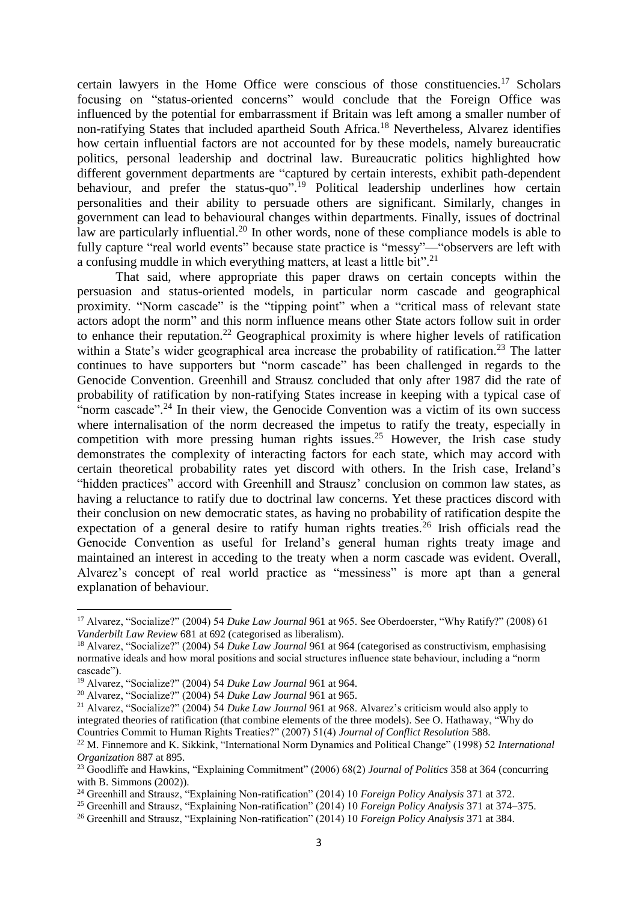certain lawyers in the Home Office were conscious of those constituencies.[17] Scholars focusing on "status-oriented concerns" would conclude that the Foreign Office was influenced by the potential for embarrassment if Britain was left among a smaller number of non-ratifying States that included apartheid South Africa.[18] Nevertheless, Alvarez identifies how certain influential factors are not accounted for by these models, namely bureaucratic politics, personal leadership and doctrinal law. Bureaucratic politics highlighted how different government departments are "captured by certain interests, exhibit path-dependent behaviour, and prefer the status-quo".[19] Political leadership underlines how certain personalities and their ability to persuade others are significant. Similarly, changes in government can lead to behavioural changes within departments. Finally, issues of doctrinal law are particularly influential.[20] In other words, none of these compliance models is able to fully capture "real world events" because state practice is "messy"—"observers are left with a confusing muddle in which everything matters, at least a little bit".[21]

That said, where appropriate this paper draws on certain concepts within the persuasion and status-oriented models, in particular norm cascade and geographical proximity. "Norm cascade" is the "tipping point" when a "critical mass of relevant state actors adopt the norm" and this norm influence means other State actors follow suit in order to enhance their reputation.[22] Geographical proximity is where higher levels of ratification within a State's wider geographical area increase the probability of ratification.[23] The latter continues to have supporters but "norm cascade" has been challenged in regards to the Genocide Convention. Greenhill and Strausz concluded that only after 1987 did the rate of probability of ratification by non-ratifying States increase in keeping with a typical case of "norm cascade".[24] In their view, the Genocide Convention was a victim of its own success where internalisation of the norm decreased the impetus to ratify the treaty, especially in competition with more pressing human rights issues.[25] However, the Irish case study demonstrates the complexity of interacting factors for each state, which may accord with certain theoretical probability rates yet discord with others. In the Irish case, Ireland's "hidden practices" accord with Greenhill and Strausz' conclusion on common law states, as having a reluctance to ratify due to doctrinal law concerns. Yet these practices discord with their conclusion on new democratic states, as having no probability of ratification despite the expectation of a general desire to ratify human rights treaties.[26] Irish officials read the Genocide Convention as useful for Ireland's general human rights treaty image and maintained an interest in acceding to the treaty when a norm cascade was evident. Overall, Alvarez's concept of real world practice as "messiness" is more apt than a general explanation of behaviour.

---

[17] Alvarez, "Socialize?" (2004) 54 *Duke Law Journal* 961 at 965. See Oberdoerster, "Why Ratify?" (2008) 61 *Vanderbilt Law Review* 681 at 692 (categorised as liberalism).

[18] Alvarez, "Socialize?" (2004) 54 *Duke Law Journal* 961 at 964 (categorised as constructivism, emphasising normative ideals and how moral positions and social structures influence state behaviour, including a "norm cascade").

[19] Alvarez, "Socialize?" (2004) 54 *Duke Law Journal* 961 at 964.

[20] Alvarez, "Socialize?" (2004) 54 *Duke Law Journal* 961 at 965.

[21] Alvarez, "Socialize?" (2004) 54 *Duke Law Journal* 961 at 968. Alvarez's criticism would also apply to integrated theories of ratification (that combine elements of the three models). See O. Hathaway, "Why do Countries Commit to Human Rights Treaties?" (2007) 51(4) *Journal of Conflict Resolution* 588.

[22] M. Finnemore and K. Sikkink, "International Norm Dynamics and Political Change" (1998) 52 *International Organization* 887 at 895.

[23] Goodliffe and Hawkins, "Explaining Commitment" (2006) 68(2) *Journal of Politics* 358 at 364 (concurring with B. Simmons (2002)).

[24] Greenhill and Strausz, "Explaining Non-ratification" (2014) 10 *Foreign Policy Analysis* 371 at 372.

[25] Greenhill and Strausz, "Explaining Non-ratification" (2014) 10 *Foreign Policy Analysis* 371 at 374–375.

[26] Greenhill and Strausz, "Explaining Non-ratification" (2014) 10 *Foreign Policy Analysis* 371 at 384.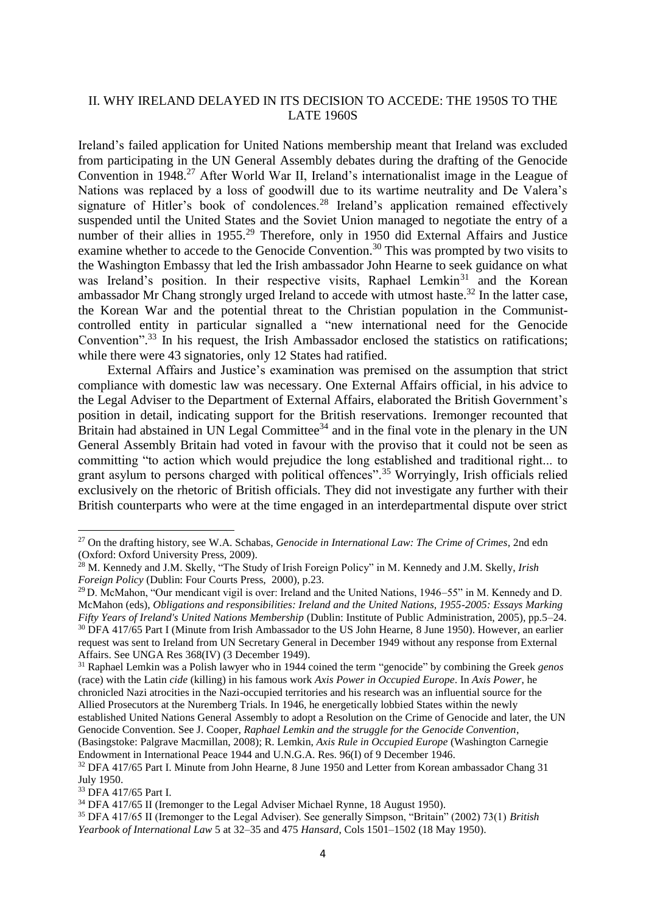## II. WHY IRELAND DELAYED IN ITS DECISION TO ACCEDE: THE 1950S TO THE LATE 1960S

Ireland's failed application for United Nations membership meant that Ireland was excluded from participating in the UN General Assembly debates during the drafting of the Genocide Convention in 1948.[27] After World War II, Ireland's internationalist image in the League of Nations was replaced by a loss of goodwill due to its wartime neutrality and De Valera's signature of Hitler's book of condolences.[28] Ireland's application remained effectively suspended until the United States and the Soviet Union managed to negotiate the entry of a number of their allies in 1955.[29] Therefore, only in 1950 did External Affairs and Justice examine whether to accede to the Genocide Convention.[30] This was prompted by two visits to the Washington Embassy that led the Irish ambassador John Hearne to seek guidance on what was Ireland's position. In their respective visits, Raphael Lemkin[31] and the Korean ambassador Mr Chang strongly urged Ireland to accede with utmost haste.[32] In the latter case, the Korean War and the potential threat to the Christian population in the Communist-controlled entity in particular signalled a "new international need for the Genocide Convention".[33] In his request, the Irish Ambassador enclosed the statistics on ratifications; while there were 43 signatories, only 12 States had ratified.

External Affairs and Justice's examination was premised on the assumption that strict compliance with domestic law was necessary. One External Affairs official, in his advice to the Legal Adviser to the Department of External Affairs, elaborated the British Government's position in detail, indicating support for the British reservations. Iremonger recounted that Britain had abstained in UN Legal Committee[34] and in the final vote in the plenary in the UN General Assembly Britain had voted in favour with the proviso that it could not be seen as committing "to action which would prejudice the long established and traditional right... to grant asylum to persons charged with political offences".[35] Worryingly, Irish officials relied exclusively on the rhetoric of British officials. They did not investigate any further with their British counterparts who were at the time engaged in an interdepartmental dispute over strict

---

[27] On the drafting history, see W.A. Schabas, *Genocide in International Law: The Crime of Crimes*, 2nd edn (Oxford: Oxford University Press, 2009).

[28] M. Kennedy and J.M. Skelly, "The Study of Irish Foreign Policy" in M. Kennedy and J.M. Skelly, *Irish Foreign Policy* (Dublin: Four Courts Press, 2000), p.23.

[29] D. McMahon, "Our mendicant vigil is over: Ireland and the United Nations, 1946–55" in M. Kennedy and D. McMahon (eds), *Obligations and responsibilities: Ireland and the United Nations, 1955-2005: Essays Marking Fifty Years of Ireland's United Nations Membership* (Dublin: Institute of Public Administration, 2005), pp.5–24.

[30] DFA 417/65 Part I (Minute from Irish Ambassador to the US John Hearne, 8 June 1950). However, an earlier request was sent to Ireland from UN Secretary General in December 1949 without any response from External Affairs. See UNGA Res 368(IV) (3 December 1949).

[31] Raphael Lemkin was a Polish lawyer who in 1944 coined the term "genocide" by combining the Greek *genos* (race) with the Latin *cide* (killing) in his famous work *Axis Power in Occupied Europe*. In *Axis Power*, he chronicled Nazi atrocities in the Nazi-occupied territories and his research was an influential source for the Allied Prosecutors at the Nuremberg Trials. In 1946, he energetically lobbied States within the newly established United Nations General Assembly to adopt a Resolution on the Crime of Genocide and later, the UN Genocide Convention. See J. Cooper, *Raphael Lemkin and the struggle for the Genocide Convention*, (Basingstoke: Palgrave Macmillan, 2008); R. Lemkin, *Axis Rule in Occupied Europe* (Washington Carnegie Endowment in International Peace 1944 and U.N.G.A. Res. 96(I) of 9 December 1946.

[32] DFA 417/65 Part I. Minute from John Hearne, 8 June 1950 and Letter from Korean ambassador Chang 31 July 1950.

[33] DFA 417/65 Part I.

[34] DFA 417/65 II (Iremonger to the Legal Adviser Michael Rynne, 18 August 1950).

[35] DFA 417/65 II (Iremonger to the Legal Adviser). See generally Simpson, "Britain" (2002) 73(1) *British Yearbook of International Law* 5 at 32–35 and 475 *Hansard*, Cols 1501–1502 (18 May 1950).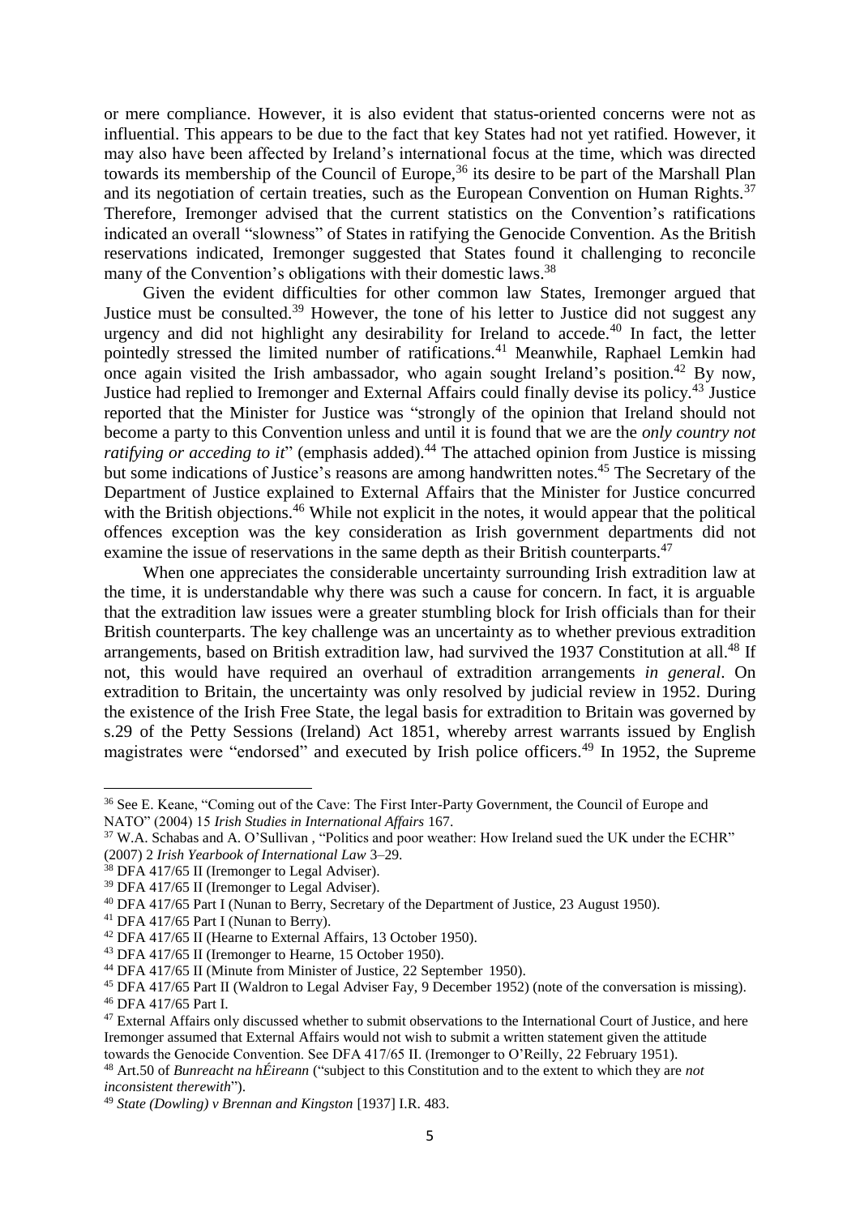or mere compliance. However, it is also evident that status-oriented concerns were not as influential. This appears to be due to the fact that key States had not yet ratified. However, it may also have been affected by Ireland's international focus at the time, which was directed towards its membership of the Council of Europe,[36] its desire to be part of the Marshall Plan and its negotiation of certain treaties, such as the European Convention on Human Rights.[37] Therefore, Iremonger advised that the current statistics on the Convention's ratifications indicated an overall "slowness" of States in ratifying the Genocide Convention. As the British reservations indicated, Iremonger suggested that States found it challenging to reconcile many of the Convention's obligations with their domestic laws.[38]

Given the evident difficulties for other common law States, Iremonger argued that Justice must be consulted.[39] However, the tone of his letter to Justice did not suggest any urgency and did not highlight any desirability for Ireland to accede.[40] In fact, the letter pointedly stressed the limited number of ratifications.[41] Meanwhile, Raphael Lemkin had once again visited the Irish ambassador, who again sought Ireland's position.[42] By now, Justice had replied to Iremonger and External Affairs could finally devise its policy.[43] Justice reported that the Minister for Justice was "strongly of the opinion that Ireland should not become a party to this Convention unless and until it is found that we are the *only country not ratifying or acceding to it*" (emphasis added).[44] The attached opinion from Justice is missing but some indications of Justice's reasons are among handwritten notes.[45] The Secretary of the Department of Justice explained to External Affairs that the Minister for Justice concurred with the British objections.[46] While not explicit in the notes, it would appear that the political offences exception was the key consideration as Irish government departments did not examine the issue of reservations in the same depth as their British counterparts.[47]

When one appreciates the considerable uncertainty surrounding Irish extradition law at the time, it is understandable why there was such a cause for concern. In fact, it is arguable that the extradition law issues were a greater stumbling block for Irish officials than for their British counterparts. The key challenge was an uncertainty as to whether previous extradition arrangements, based on British extradition law, had survived the 1937 Constitution at all.[48] If not, this would have required an overhaul of extradition arrangements *in general*. On extradition to Britain, the uncertainty was only resolved by judicial review in 1952. During the existence of the Irish Free State, the legal basis for extradition to Britain was governed by s.29 of the Petty Sessions (Ireland) Act 1851, whereby arrest warrants issued by English magistrates were "endorsed" and executed by Irish police officers.[49] In 1952, the Supreme

---

[36] See E. Keane, "Coming out of the Cave: The First Inter-Party Government, the Council of Europe and NATO" (2004) 15 *Irish Studies in International Affairs* 167.

[37] W.A. Schabas and A. O'Sullivan , "Politics and poor weather: How Ireland sued the UK under the ECHR" (2007) 2 *Irish Yearbook of International Law* 3–29.

[38] DFA 417/65 II (Iremonger to Legal Adviser).

[39] DFA 417/65 II (Iremonger to Legal Adviser).

[40] DFA 417/65 Part I (Nunan to Berry, Secretary of the Department of Justice, 23 August 1950).

[41] DFA 417/65 Part I (Nunan to Berry).

[42] DFA 417/65 II (Hearne to External Affairs, 13 October 1950).

[43] DFA 417/65 II (Iremonger to Hearne, 15 October 1950).

[44] DFA 417/65 II (Minute from Minister of Justice, 22 September 1950).

[45] DFA 417/65 Part II (Waldron to Legal Adviser Fay, 9 December 1952) (note of the conversation is missing).

[46] DFA 417/65 Part I.

[47] External Affairs only discussed whether to submit observations to the International Court of Justice, and here Iremonger assumed that External Affairs would not wish to submit a written statement given the attitude towards the Genocide Convention. See DFA 417/65 II. (Iremonger to O'Reilly, 22 February 1951).

[48] Art.50 of *Bunreacht na hÉireann* ("subject to this Constitution and to the extent to which they are *not inconsistent therewith*").

[49] *State (Dowling) v Brennan and Kingston* [1937] I.R. 483.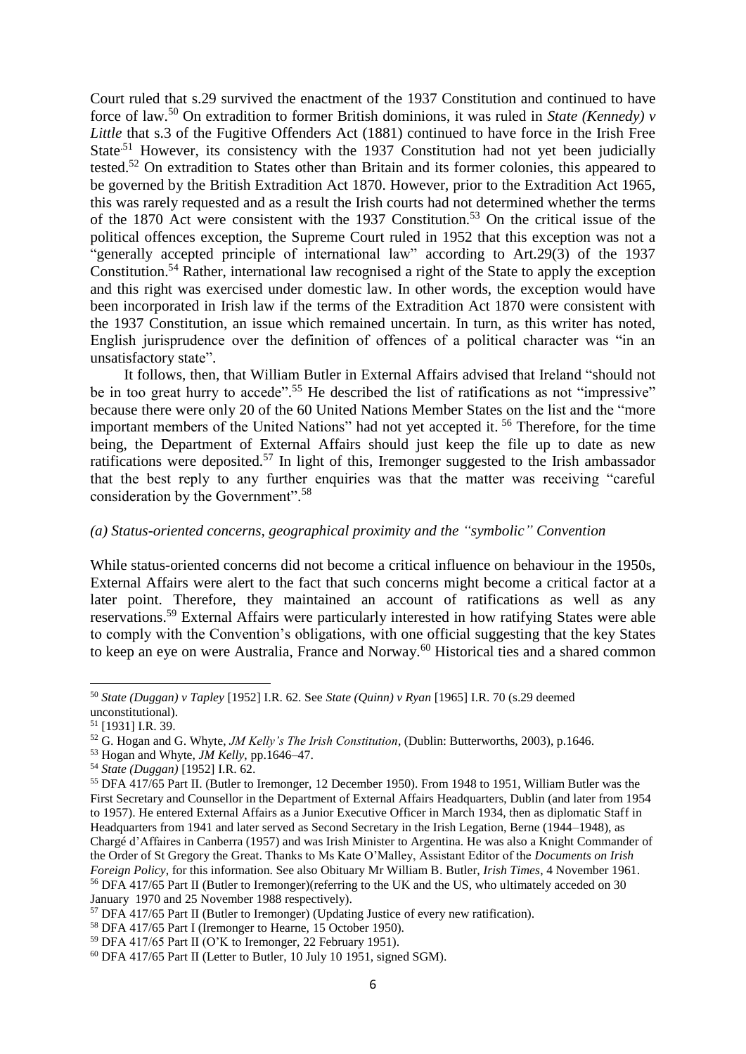Court ruled that s.29 survived the enactment of the 1937 Constitution and continued to have force of law.[50] On extradition to former British dominions, it was ruled in *State (Kennedy) v Little* that s.3 of the Fugitive Offenders Act (1881) continued to have force in the Irish Free State.[51] However, its consistency with the 1937 Constitution had not yet been judicially tested.[52] On extradition to States other than Britain and its former colonies, this appeared to be governed by the British Extradition Act 1870. However, prior to the Extradition Act 1965, this was rarely requested and as a result the Irish courts had not determined whether the terms of the 1870 Act were consistent with the 1937 Constitution.[53] On the critical issue of the political offences exception, the Supreme Court ruled in 1952 that this exception was not a "generally accepted principle of international law" according to Art.29(3) of the 1937 Constitution.[54] Rather, international law recognised a right of the State to apply the exception and this right was exercised under domestic law. In other words, the exception would have been incorporated in Irish law if the terms of the Extradition Act 1870 were consistent with the 1937 Constitution, an issue which remained uncertain. In turn, as this writer has noted, English jurisprudence over the definition of offences of a political character was "in an unsatisfactory state".

It follows, then, that William Butler in External Affairs advised that Ireland "should not be in too great hurry to accede".[55] He described the list of ratifications as not "impressive" because there were only 20 of the 60 United Nations Member States on the list and the "more important members of the United Nations" had not yet accepted it.[56] Therefore, for the time being, the Department of External Affairs should just keep the file up to date as new ratifications were deposited.[57] In light of this, Iremonger suggested to the Irish ambassador that the best reply to any further enquiries was that the matter was receiving "careful consideration by the Government".[58]

### *(a) Status-oriented concerns, geographical proximity and the "symbolic" Convention*

While status-oriented concerns did not become a critical influence on behaviour in the 1950s, External Affairs were alert to the fact that such concerns might become a critical factor at a later point. Therefore, they maintained an account of ratifications as well as any reservations.[59] External Affairs were particularly interested in how ratifying States were able to comply with the Convention's obligations, with one official suggesting that the key States to keep an eye on were Australia, France and Norway.[60] Historical ties and a shared common

---

[50] *State (Duggan) v Tapley* [1952] I.R. 62. See *State (Quinn) v Ryan* [1965] I.R. 70 (s.29 deemed unconstitutional).

[51] [1931] I.R. 39.

[52] G. Hogan and G. Whyte, *JM Kelly's The Irish Constitution*, (Dublin: Butterworths, 2003), p.1646.

[53] Hogan and Whyte, *JM Kelly*, pp.1646–47.

[54] *State (Duggan)* [1952] I.R. 62.

[55] DFA 417/65 Part II. (Butler to Iremonger, 12 December 1950). From 1948 to 1951, William Butler was the First Secretary and Counsellor in the Department of External Affairs Headquarters, Dublin (and later from 1954 to 1957). He entered External Affairs as a Junior Executive Officer in March 1934, then as diplomatic Staff in Headquarters from 1941 and later served as Second Secretary in the Irish Legation, Berne (1944–1948), as Chargé d'Affaires in Canberra (1957) and was Irish Minister to Argentina. He was also a Knight Commander of the Order of St Gregory the Great. Thanks to Ms Kate O'Malley, Assistant Editor of the *Documents on Irish Foreign Policy*, for this information. See also Obituary Mr William B. Butler, *Irish Times*, 4 November 1961.

[56] DFA 417/65 Part II (Butler to Iremonger)(referring to the UK and the US, who ultimately acceded on 30 January 1970 and 25 November 1988 respectively).

[57] DFA 417/65 Part II (Butler to Iremonger) (Updating Justice of every new ratification).

[58] DFA 417/65 Part I (Iremonger to Hearne, 15 October 1950).

[59] DFA 417/65 Part II (O'K to Iremonger, 22 February 1951).

[60] DFA 417/65 Part II (Letter to Butler, 10 July 10 1951, signed SGM).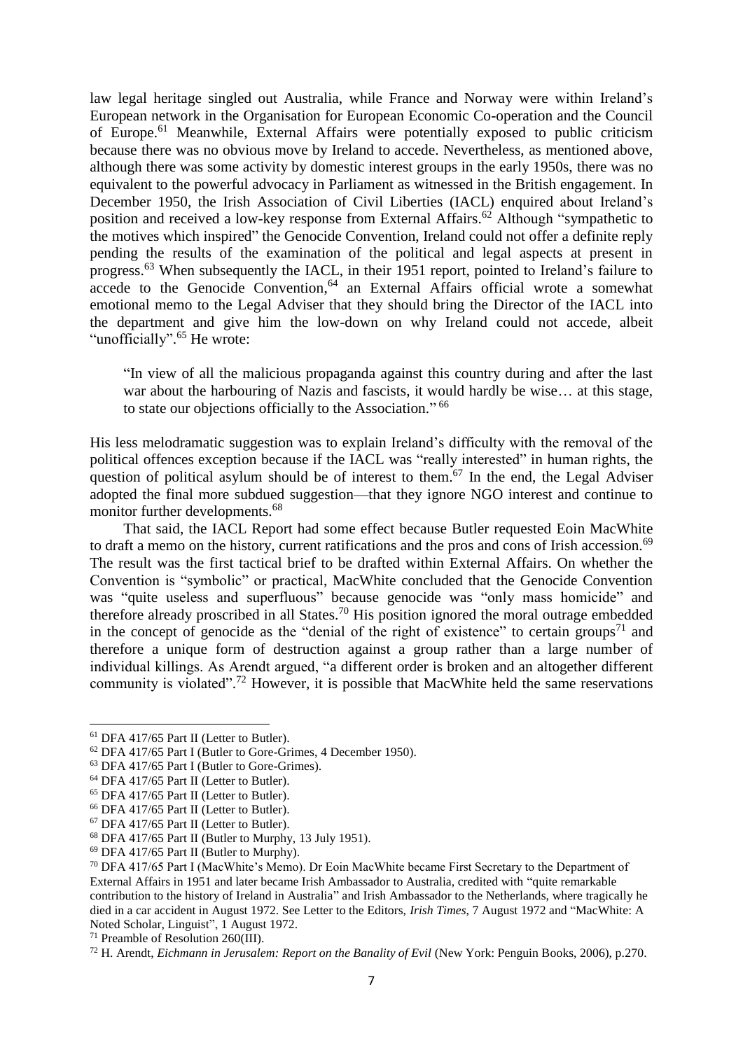law legal heritage singled out Australia, while France and Norway were within Ireland's European network in the Organisation for European Economic Co-operation and the Council of Europe.[61] Meanwhile, External Affairs were potentially exposed to public criticism because there was no obvious move by Ireland to accede. Nevertheless, as mentioned above, although there was some activity by domestic interest groups in the early 1950s, there was no equivalent to the powerful advocacy in Parliament as witnessed in the British engagement. In December 1950, the Irish Association of Civil Liberties (IACL) enquired about Ireland's position and received a low-key response from External Affairs.[62] Although "sympathetic to the motives which inspired" the Genocide Convention, Ireland could not offer a definite reply pending the results of the examination of the political and legal aspects at present in progress.[63] When subsequently the IACL, in their 1951 report, pointed to Ireland's failure to accede to the Genocide Convention,[64] an External Affairs official wrote a somewhat emotional memo to the Legal Adviser that they should bring the Director of the IACL into the department and give him the low-down on why Ireland could not accede, albeit "unofficially".[65] He wrote:

> "In view of all the malicious propaganda against this country during and after the last war about the harbouring of Nazis and fascists, it would hardly be wise… at this stage, to state our objections officially to the Association." [66]

His less melodramatic suggestion was to explain Ireland's difficulty with the removal of the political offences exception because if the IACL was "really interested" in human rights, the question of political asylum should be of interest to them.[67] In the end, the Legal Adviser adopted the final more subdued suggestion—that they ignore NGO interest and continue to monitor further developments.[68]

That said, the IACL Report had some effect because Butler requested Eoin MacWhite to draft a memo on the history, current ratifications and the pros and cons of Irish accession.[69] The result was the first tactical brief to be drafted within External Affairs. On whether the Convention is "symbolic" or practical, MacWhite concluded that the Genocide Convention was "quite useless and superfluous" because genocide was "only mass homicide" and therefore already proscribed in all States.[70] His position ignored the moral outrage embedded in the concept of genocide as the "denial of the right of existence" to certain groups[71] and therefore a unique form of destruction against a group rather than a large number of individual killings. As Arendt argued, "a different order is broken and an altogether different community is violated".[72] However, it is possible that MacWhite held the same reservations

---

[61] DFA 417/65 Part II (Letter to Butler).

[62] DFA 417/65 Part I (Butler to Gore-Grimes, 4 December 1950).

[63] DFA 417/65 Part I (Butler to Gore-Grimes).

[64] DFA 417/65 Part II (Letter to Butler).

[65] DFA 417/65 Part II (Letter to Butler).

[66] DFA 417/65 Part II (Letter to Butler).

[67] DFA 417/65 Part II (Letter to Butler).

[68] DFA 417/65 Part II (Butler to Murphy, 13 July 1951).

[69] DFA 417/65 Part II (Butler to Murphy).

[70] DFA 417/65 Part I (MacWhite's Memo). Dr Eoin MacWhite became First Secretary to the Department of External Affairs in 1951 and later became Irish Ambassador to Australia, credited with "quite remarkable contribution to the history of Ireland in Australia" and Irish Ambassador to the Netherlands, where tragically he died in a car accident in August 1972. See Letter to the Editors, *Irish Times*, 7 August 1972 and "MacWhite: A Noted Scholar, Linguist", 1 August 1972.

[71] Preamble of Resolution 260(III).

[72] H. Arendt, *Eichmann in Jerusalem: Report on the Banality of Evil* (New York: Penguin Books, 2006), p.270.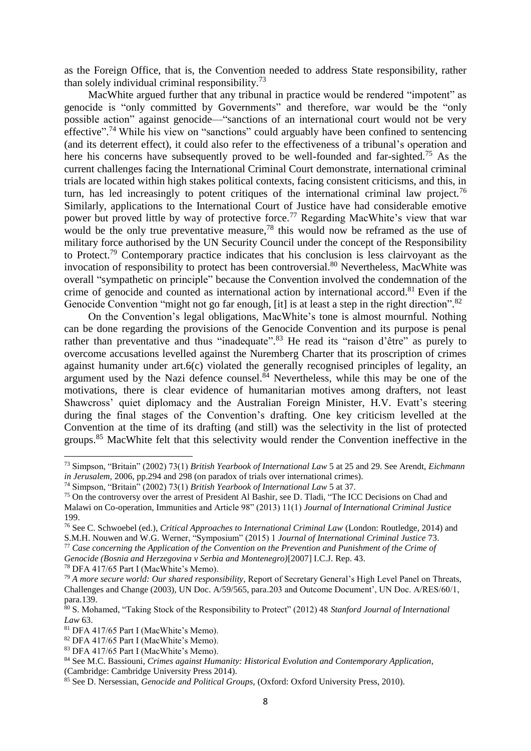as the Foreign Office, that is, the Convention needed to address State responsibility, rather than solely individual criminal responsibility.[73]

MacWhite argued further that any tribunal in practice would be rendered "impotent" as genocide is "only committed by Governments" and therefore, war would be the "only possible action" against genocide—"sanctions of an international court would not be very effective".[74] While his view on "sanctions" could arguably have been confined to sentencing (and its deterrent effect), it could also refer to the effectiveness of a tribunal's operation and here his concerns have subsequently proved to be well-founded and far-sighted.[75] As the current challenges facing the International Criminal Court demonstrate, international criminal trials are located within high stakes political contexts, facing consistent criticisms, and this, in turn, has led increasingly to potent critiques of the international criminal law project.[76] Similarly, applications to the International Court of Justice have had considerable emotive power but proved little by way of protective force.[77] Regarding MacWhite's view that war would be the only true preventative measure,[78] this would now be reframed as the use of military force authorised by the UN Security Council under the concept of the Responsibility to Protect.[79] Contemporary practice indicates that his conclusion is less clairvoyant as the invocation of responsibility to protect has been controversial.[80] Nevertheless, MacWhite was overall "sympathetic on principle" because the Convention involved the condemnation of the crime of genocide and counted as international action by international accord.[81] Even if the Genocide Convention "might not go far enough, [it] is at least a step in the right direction".[82]

On the Convention's legal obligations, MacWhite's tone is almost mournful. Nothing can be done regarding the provisions of the Genocide Convention and its purpose is penal rather than preventative and thus "inadequate".[83] He read its "raison d'être" as purely to overcome accusations levelled against the Nuremberg Charter that its proscription of crimes against humanity under art.6(c) violated the generally recognised principles of legality, an argument used by the Nazi defence counsel.[84] Nevertheless, while this may be one of the motivations, there is clear evidence of humanitarian motives among drafters, not least Shawcross' quiet diplomacy and the Australian Foreign Minister, H.V. Evatt's steering during the final stages of the Convention's drafting. One key criticism levelled at the Convention at the time of its drafting (and still) was the selectivity in the list of protected groups.[85] MacWhite felt that this selectivity would render the Convention ineffective in the

---

[73] Simpson, "Britain" (2002) 73(1) *British Yearbook of International Law* 5 at 25 and 29. See Arendt, *Eichmann in Jerusalem,* 2006, pp.294 and 298 (on paradox of trials over international crimes).

[74] Simpson, "Britain" (2002) 73(1) *British Yearbook of International Law* 5 at 37.

[75] On the controversy over the arrest of President Al Bashir, see D. Tladi, "The ICC Decisions on Chad and Malawi on Co-operation, Immunities and Article 98" (2013) 11(1) *Journal of International Criminal Justice* 199.

[76] See C. Schwoebel (ed.), *Critical Approaches to International Criminal Law* (London: Routledge, 2014) and S.M.H. Nouwen and W.G. Werner, "Symposium" (2015) 1 *Journal of International Criminal Justice* 73.

[77] *Case concerning the Application of the Convention on the Prevention and Punishment of the Crime of Genocide (Bosnia and Herzegovina v Serbia and Montenegro)*[2007] I.C.J. Rep. 43.

[78] DFA 417/65 Part I (MacWhite's Memo).

[79] *A more secure world: Our shared responsibility*, Report of Secretary General's High Level Panel on Threats, Challenges and Change (2003), UN Doc. A/59/565, para.203 and Outcome Document', UN Doc. A/RES/60/1, para.139.

[80] S. Mohamed, "Taking Stock of the Responsibility to Protect" (2012) 48 *Stanford Journal of International Law* 63.

[81] DFA 417/65 Part I (MacWhite's Memo).

[82] DFA 417/65 Part I (MacWhite's Memo).

[83] DFA 417/65 Part I (MacWhite's Memo).

[84] See M.C. Bassiouni, *Crimes against Humanity: Historical Evolution and Contemporary Application*, (Cambridge: Cambridge University Press 2014).

[85] See D. Nersessian, *Genocide and Political Groups,* (Oxford: Oxford University Press, 2010).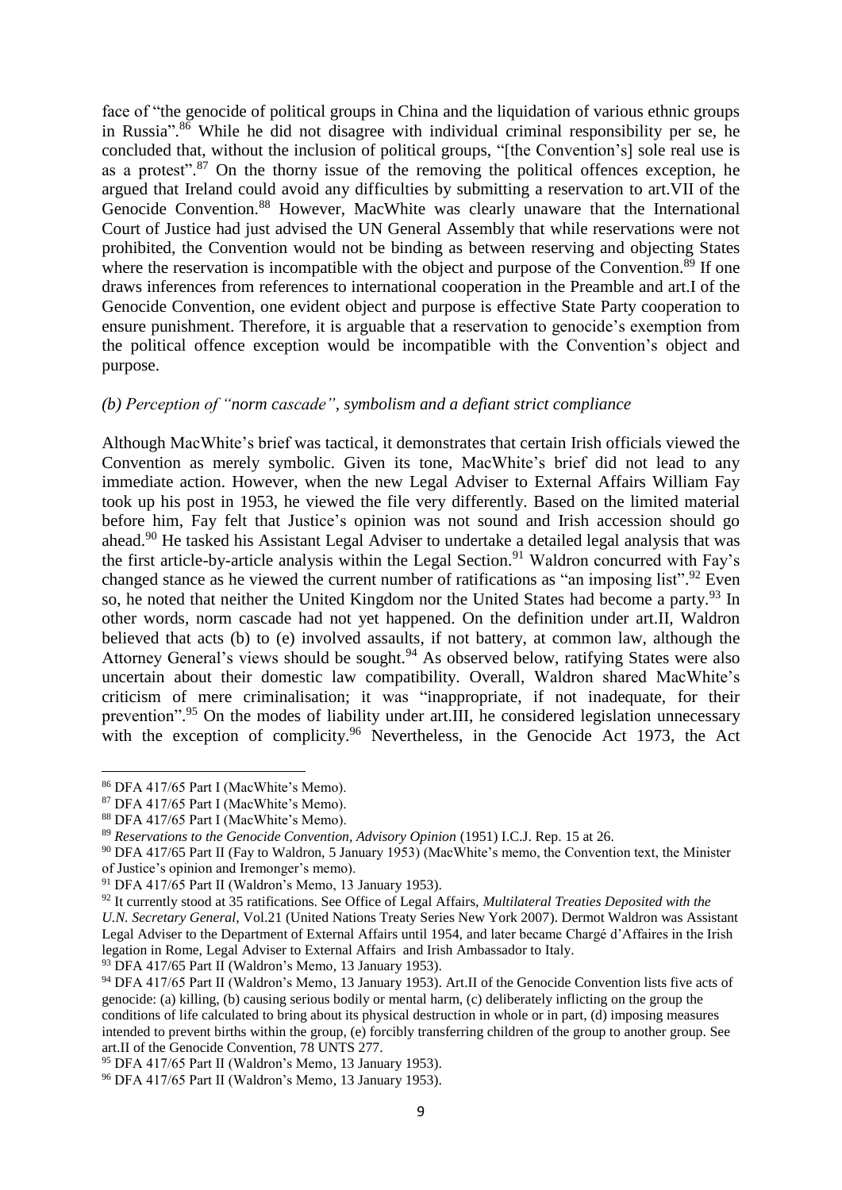face of "the genocide of political groups in China and the liquidation of various ethnic groups in Russia".[86] While he did not disagree with individual criminal responsibility per se, he concluded that, without the inclusion of political groups, "[the Convention's] sole real use is as a protest".[87] On the thorny issue of the removing the political offences exception, he argued that Ireland could avoid any difficulties by submitting a reservation to art.VII of the Genocide Convention.[88] However, MacWhite was clearly unaware that the International Court of Justice had just advised the UN General Assembly that while reservations were not prohibited, the Convention would not be binding as between reserving and objecting States where the reservation is incompatible with the object and purpose of the Convention.[89] If one draws inferences from references to international cooperation in the Preamble and art.I of the Genocide Convention, one evident object and purpose is effective State Party cooperation to ensure punishment. Therefore, it is arguable that a reservation to genocide's exemption from the political offence exception would be incompatible with the Convention's object and purpose.

### *(b) Perception of "norm cascade", symbolism and a defiant strict compliance*

Although MacWhite's brief was tactical, it demonstrates that certain Irish officials viewed the Convention as merely symbolic. Given its tone, MacWhite's brief did not lead to any immediate action. However, when the new Legal Adviser to External Affairs William Fay took up his post in 1953, he viewed the file very differently. Based on the limited material before him, Fay felt that Justice's opinion was not sound and Irish accession should go ahead.[90] He tasked his Assistant Legal Adviser to undertake a detailed legal analysis that was the first article-by-article analysis within the Legal Section.[91] Waldron concurred with Fay's changed stance as he viewed the current number of ratifications as "an imposing list".[92] Even so, he noted that neither the United Kingdom nor the United States had become a party.[93] In other words, norm cascade had not yet happened. On the definition under art.II, Waldron believed that acts (b) to (e) involved assaults, if not battery, at common law, although the Attorney General's views should be sought.[94] As observed below, ratifying States were also uncertain about their domestic law compatibility. Overall, Waldron shared MacWhite's criticism of mere criminalisation; it was "inappropriate, if not inadequate, for their prevention".[95] On the modes of liability under art.III, he considered legislation unnecessary with the exception of complicity.[96] Nevertheless, in the Genocide Act 1973, the Act

---

[86] DFA 417/65 Part I (MacWhite's Memo).

[87] DFA 417/65 Part I (MacWhite's Memo).

[88] DFA 417/65 Part I (MacWhite's Memo).

[89] *Reservations to the Genocide Convention, Advisory Opinion* (1951) I.C.J. Rep. 15 at 26.

[90] DFA 417/65 Part II (Fay to Waldron, 5 January 1953) (MacWhite's memo, the Convention text, the Minister of Justice's opinion and Iremonger's memo).

[91] DFA 417/65 Part II (Waldron's Memo, 13 January 1953).

[92] It currently stood at 35 ratifications. See Office of Legal Affairs, *Multilateral Treaties Deposited with the U.N. Secretary General*, Vol.21 (United Nations Treaty Series New York 2007). Dermot Waldron was Assistant Legal Adviser to the Department of External Affairs until 1954, and later became Chargé d'Affaires in the Irish legation in Rome, Legal Adviser to External Affairs and Irish Ambassador to Italy.

[93] DFA 417/65 Part II (Waldron's Memo, 13 January 1953).

[94] DFA 417/65 Part II (Waldron's Memo, 13 January 1953). Art.II of the Genocide Convention lists five acts of genocide: (a) killing, (b) causing serious bodily or mental harm, (c) deliberately inflicting on the group the conditions of life calculated to bring about its physical destruction in whole or in part, (d) imposing measures intended to prevent births within the group, (e) forcibly transferring children of the group to another group. See art.II of the Genocide Convention, 78 UNTS 277.

[95] DFA 417/65 Part II (Waldron's Memo, 13 January 1953).

[96] DFA 417/65 Part II (Waldron's Memo, 13 January 1953).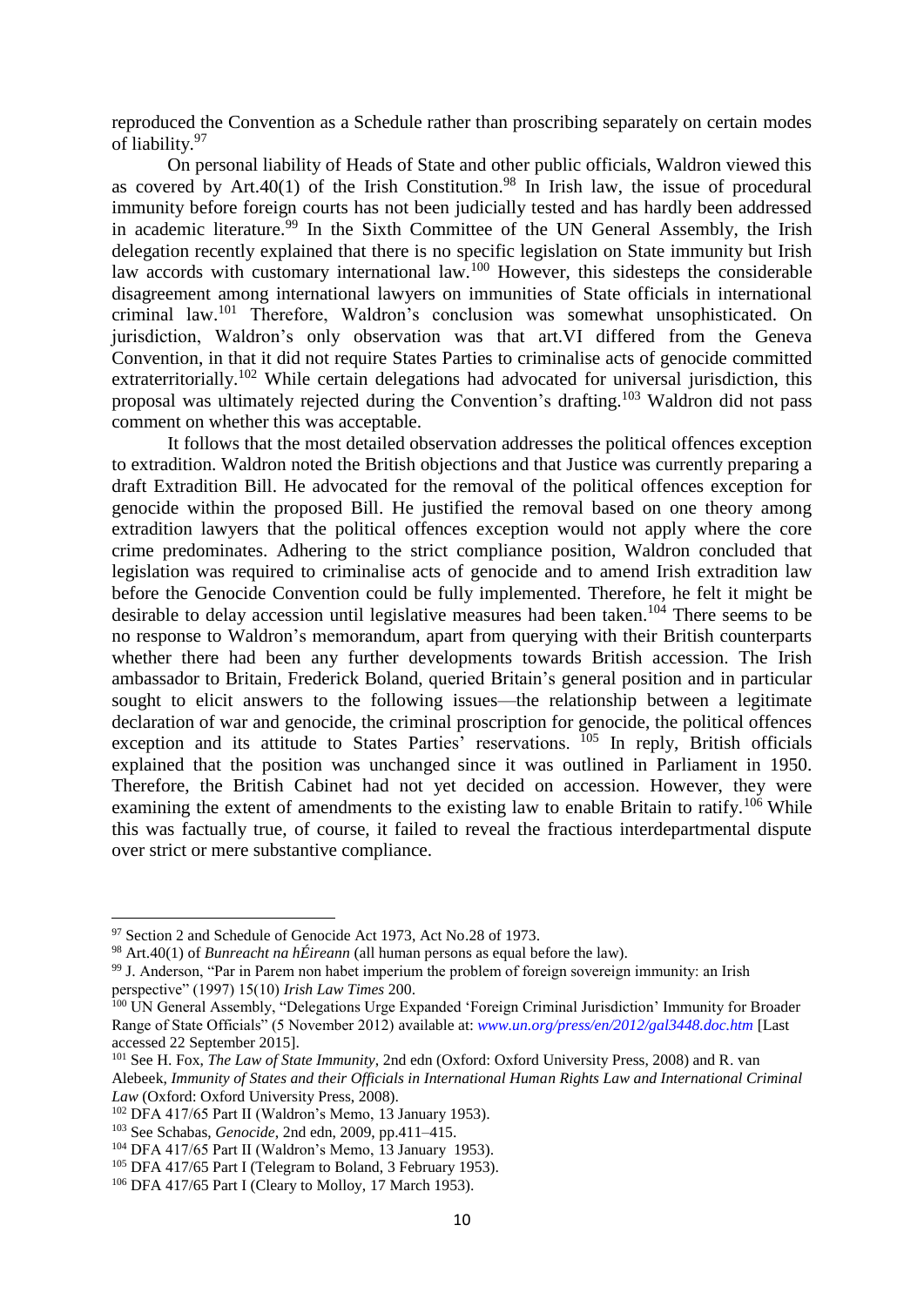reproduced the Convention as a Schedule rather than proscribing separately on certain modes of liability.[97]

On personal liability of Heads of State and other public officials, Waldron viewed this as covered by Art.40(1) of the Irish Constitution.[98] In Irish law, the issue of procedural immunity before foreign courts has not been judicially tested and has hardly been addressed in academic literature.[99] In the Sixth Committee of the UN General Assembly, the Irish delegation recently explained that there is no specific legislation on State immunity but Irish law accords with customary international law.[100] However, this sidesteps the considerable disagreement among international lawyers on immunities of State officials in international criminal law.[101] Therefore, Waldron's conclusion was somewhat unsophisticated. On jurisdiction, Waldron's only observation was that art.VI differed from the Geneva Convention, in that it did not require States Parties to criminalise acts of genocide committed extraterritorially.[102] While certain delegations had advocated for universal jurisdiction, this proposal was ultimately rejected during the Convention's drafting.[103] Waldron did not pass comment on whether this was acceptable.

It follows that the most detailed observation addresses the political offences exception to extradition. Waldron noted the British objections and that Justice was currently preparing a draft Extradition Bill. He advocated for the removal of the political offences exception for genocide within the proposed Bill. He justified the removal based on one theory among extradition lawyers that the political offences exception would not apply where the core crime predominates. Adhering to the strict compliance position, Waldron concluded that legislation was required to criminalise acts of genocide and to amend Irish extradition law before the Genocide Convention could be fully implemented. Therefore, he felt it might be desirable to delay accession until legislative measures had been taken.[104] There seems to be no response to Waldron's memorandum, apart from querying with their British counterparts whether there had been any further developments towards British accession. The Irish ambassador to Britain, Frederick Boland, queried Britain's general position and in particular sought to elicit answers to the following issues—the relationship between a legitimate declaration of war and genocide, the criminal proscription for genocide, the political offences exception and its attitude to States Parties' reservations.[105] In reply, British officials explained that the position was unchanged since it was outlined in Parliament in 1950. Therefore, the British Cabinet had not yet decided on accession. However, they were examining the extent of amendments to the existing law to enable Britain to ratify.[106] While this was factually true, of course, it failed to reveal the fractious interdepartmental dispute over strict or mere substantive compliance.

---

[97] Section 2 and Schedule of Genocide Act 1973, Act No.28 of 1973.

[98] Art.40(1) of *Bunreacht na hÉireann* (all human persons as equal before the law).

[99] J. Anderson, "Par in Parem non habet imperium the problem of foreign sovereign immunity: an Irish perspective" (1997) 15(10) *Irish Law Times* 200.

[100] UN General Assembly, "Delegations Urge Expanded 'Foreign Criminal Jurisdiction' Immunity for Broader Range of State Officials" (5 November 2012) available at: *www.un.org/press/en/2012/gal3448.doc.htm* [Last accessed 22 September 2015].

[101] See H. Fox, *The Law of State Immunity*, 2nd edn (Oxford: Oxford University Press, 2008) and R. van Alebeek, *Immunity of States and their Officials in International Human Rights Law and International Criminal Law* (Oxford: Oxford University Press, 2008).

[102] DFA 417/65 Part II (Waldron's Memo, 13 January 1953).

[103] See Schabas, *Genocide*, 2nd edn, 2009, pp.411–415.

[104] DFA 417/65 Part II (Waldron's Memo, 13 January 1953).

[105] DFA 417/65 Part I (Telegram to Boland, 3 February 1953).

[106] DFA 417/65 Part I (Cleary to Molloy, 17 March 1953).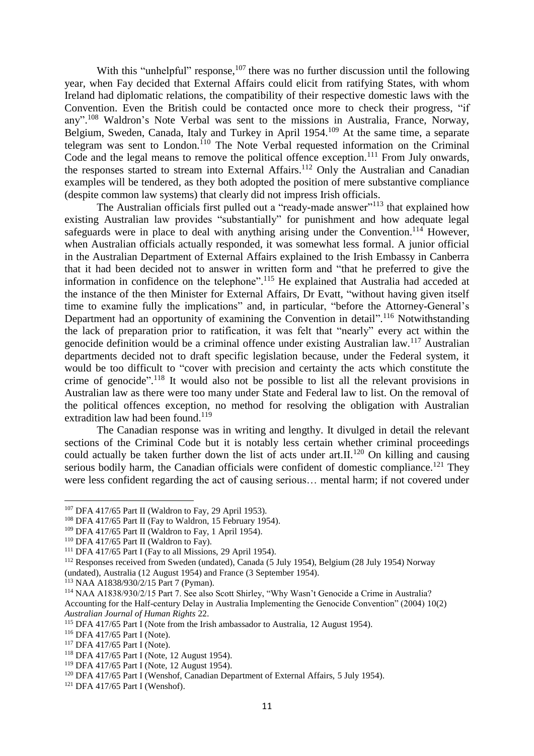With this "unhelpful" response,[107] there was no further discussion until the following year, when Fay decided that External Affairs could elicit from ratifying States, with whom Ireland had diplomatic relations, the compatibility of their respective domestic laws with the Convention. Even the British could be contacted once more to check their progress, "if any".[108] Waldron's Note Verbal was sent to the missions in Australia, France, Norway, Belgium, Sweden, Canada, Italy and Turkey in April 1954.[109] At the same time, a separate telegram was sent to London.[110] The Note Verbal requested information on the Criminal Code and the legal means to remove the political offence exception.[111] From July onwards, the responses started to stream into External Affairs.[112] Only the Australian and Canadian examples will be tendered, as they both adopted the position of mere substantive compliance (despite common law systems) that clearly did not impress Irish officials.

The Australian officials first pulled out a "ready-made answer"[113] that explained how existing Australian law provides "substantially" for punishment and how adequate legal safeguards were in place to deal with anything arising under the Convention.[114] However, when Australian officials actually responded, it was somewhat less formal. A junior official in the Australian Department of External Affairs explained to the Irish Embassy in Canberra that it had been decided not to answer in written form and "that he preferred to give the information in confidence on the telephone".[115] He explained that Australia had acceded at the instance of the then Minister for External Affairs, Dr Evatt, "without having given itself time to examine fully the implications" and, in particular, "before the Attorney-General's Department had an opportunity of examining the Convention in detail".[116] Notwithstanding the lack of preparation prior to ratification, it was felt that "nearly" every act within the genocide definition would be a criminal offence under existing Australian law.[117] Australian departments decided not to draft specific legislation because, under the Federal system, it would be too difficult to "cover with precision and certainty the acts which constitute the crime of genocide".[118] It would also not be possible to list all the relevant provisions in Australian law as there were too many under State and Federal law to list. On the removal of the political offences exception, no method for resolving the obligation with Australian extradition law had been found.[119]

The Canadian response was in writing and lengthy. It divulged in detail the relevant sections of the Criminal Code but it is notably less certain whether criminal proceedings could actually be taken further down the list of acts under art.II.[120] On killing and causing serious bodily harm, the Canadian officials were confident of domestic compliance.[121] They were less confident regarding the act of causing serious… mental harm; if not covered under

---

[107] DFA 417/65 Part II (Waldron to Fay, 29 April 1953).

[108] DFA 417/65 Part II (Fay to Waldron, 15 February 1954).

[109] DFA 417/65 Part II (Waldron to Fay, 1 April 1954).

[110] DFA 417/65 Part II (Waldron to Fay).

[111] DFA 417/65 Part I (Fay to all Missions, 29 April 1954).

[112] Responses received from Sweden (undated), Canada (5 July 1954), Belgium (28 July 1954) Norway (undated), Australia (12 August 1954) and France (3 September 1954).

[113] NAA A1838/930/2/15 Part 7 (Pyman).

[114] NAA A1838/930/2/15 Part 7. See also Scott Shirley, "Why Wasn't Genocide a Crime in Australia? Accounting for the Half-century Delay in Australia Implementing the Genocide Convention" (2004) 10(2) *Australian Journal of Human Rights* 22.

[115] DFA 417/65 Part I (Note from the Irish ambassador to Australia, 12 August 1954).

[116] DFA 417/65 Part I (Note).

[117] DFA 417/65 Part I (Note).

[118] DFA 417/65 Part I (Note, 12 August 1954).

[119] DFA 417/65 Part I (Note, 12 August 1954).

[120] DFA 417/65 Part I (Wenshof, Canadian Department of External Affairs, 5 July 1954).

[121] DFA 417/65 Part I (Wenshof).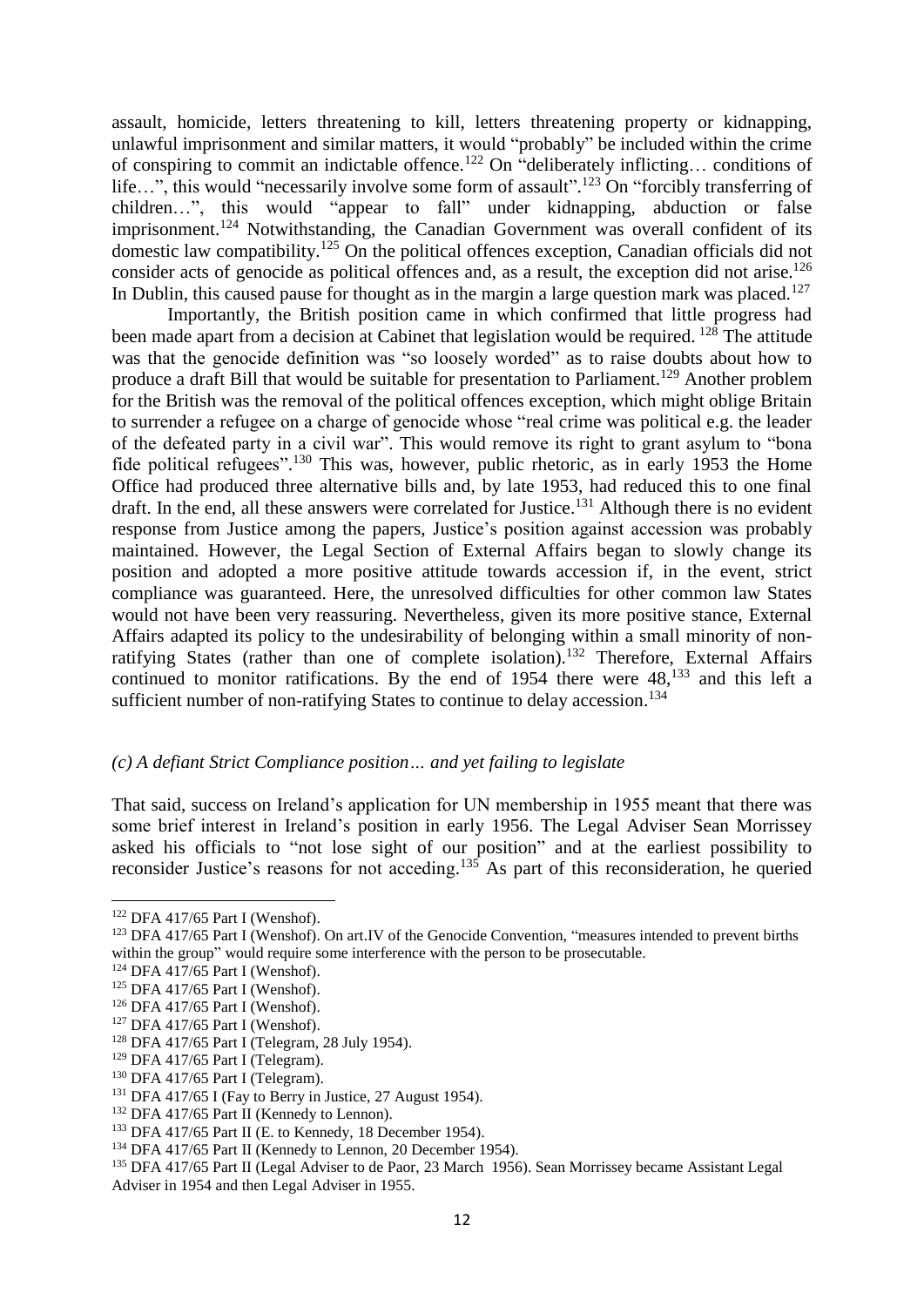assault, homicide, letters threatening to kill, letters threatening property or kidnapping, unlawful imprisonment and similar matters, it would "probably" be included within the crime of conspiring to commit an indictable offence.[122] On "deliberately inflicting… conditions of life…", this would "necessarily involve some form of assault".[123] On "forcibly transferring of children…", this would "appear to fall" under kidnapping, abduction or false imprisonment.[124] Notwithstanding, the Canadian Government was overall confident of its domestic law compatibility.[125] On the political offences exception, Canadian officials did not consider acts of genocide as political offences and, as a result, the exception did not arise.[126] In Dublin, this caused pause for thought as in the margin a large question mark was placed.[127]

Importantly, the British position came in which confirmed that little progress had been made apart from a decision at Cabinet that legislation would be required.[128] The attitude was that the genocide definition was "so loosely worded" as to raise doubts about how to produce a draft Bill that would be suitable for presentation to Parliament.[129] Another problem for the British was the removal of the political offences exception, which might oblige Britain to surrender a refugee on a charge of genocide whose "real crime was political e.g. the leader of the defeated party in a civil war". This would remove its right to grant asylum to "bona fide political refugees".[130] This was, however, public rhetoric, as in early 1953 the Home Office had produced three alternative bills and, by late 1953, had reduced this to one final draft. In the end, all these answers were correlated for Justice.[131] Although there is no evident response from Justice among the papers, Justice's position against accession was probably maintained. However, the Legal Section of External Affairs began to slowly change its position and adopted a more positive attitude towards accession if, in the event, strict compliance was guaranteed. Here, the unresolved difficulties for other common law States would not have been very reassuring. Nevertheless, given its more positive stance, External Affairs adapted its policy to the undesirability of belonging within a small minority of non-ratifying States (rather than one of complete isolation).[132] Therefore, External Affairs continued to monitor ratifications. By the end of 1954 there were 48,[133] and this left a sufficient number of non-ratifying States to continue to delay accession.[134]

### *(c) A defiant Strict Compliance position… and yet failing to legislate*

That said, success on Ireland's application for UN membership in 1955 meant that there was some brief interest in Ireland's position in early 1956. The Legal Adviser Sean Morrissey asked his officials to "not lose sight of our position" and at the earliest possibility to reconsider Justice's reasons for not acceding.[135] As part of this reconsideration, he queried

---

[122] DFA 417/65 Part I (Wenshof).

[123] DFA 417/65 Part I (Wenshof). On art.IV of the Genocide Convention, "measures intended to prevent births within the group" would require some interference with the person to be prosecutable.

[124] DFA 417/65 Part I (Wenshof).

[125] DFA 417/65 Part I (Wenshof).

[126] DFA 417/65 Part I (Wenshof).

[127] DFA 417/65 Part I (Wenshof).

[128] DFA 417/65 Part I (Telegram, 28 July 1954).

[129] DFA 417/65 Part I (Telegram).

[130] DFA 417/65 Part I (Telegram).

[131] DFA 417/65 I (Fay to Berry in Justice, 27 August 1954).

[132] DFA 417/65 Part II (Kennedy to Lennon).

[133] DFA 417/65 Part II (E. to Kennedy, 18 December 1954).

[134] DFA 417/65 Part II (Kennedy to Lennon, 20 December 1954).

[135] DFA 417/65 Part II (Legal Adviser to de Paor, 23 March 1956). Sean Morrissey became Assistant Legal Adviser in 1954 and then Legal Adviser in 1955.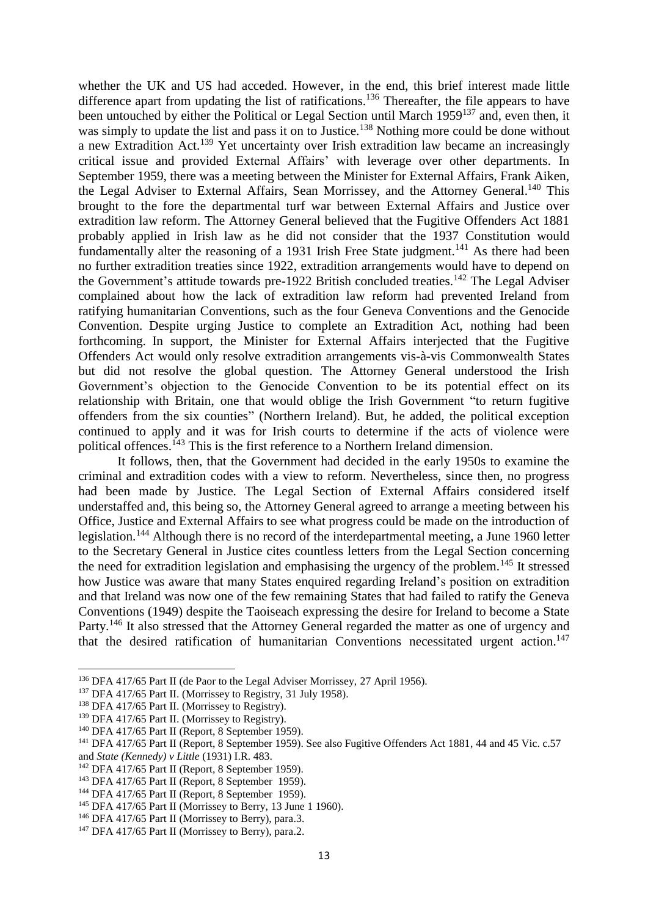whether the UK and US had acceded. However, in the end, this brief interest made little difference apart from updating the list of ratifications.[136] Thereafter, the file appears to have been untouched by either the Political or Legal Section until March 1959[137] and, even then, it was simply to update the list and pass it on to Justice.[138] Nothing more could be done without a new Extradition Act.[139] Yet uncertainty over Irish extradition law became an increasingly critical issue and provided External Affairs' with leverage over other departments. In September 1959, there was a meeting between the Minister for External Affairs, Frank Aiken, the Legal Adviser to External Affairs, Sean Morrissey, and the Attorney General.[140] This brought to the fore the departmental turf war between External Affairs and Justice over extradition law reform. The Attorney General believed that the Fugitive Offenders Act 1881 probably applied in Irish law as he did not consider that the 1937 Constitution would fundamentally alter the reasoning of a 1931 Irish Free State judgment.[141] As there had been no further extradition treaties since 1922, extradition arrangements would have to depend on the Government's attitude towards pre-1922 British concluded treaties.[142] The Legal Adviser complained about how the lack of extradition law reform had prevented Ireland from ratifying humanitarian Conventions, such as the four Geneva Conventions and the Genocide Convention. Despite urging Justice to complete an Extradition Act, nothing had been forthcoming. In support, the Minister for External Affairs interjected that the Fugitive Offenders Act would only resolve extradition arrangements vis-à-vis Commonwealth States but did not resolve the global question. The Attorney General understood the Irish Government's objection to the Genocide Convention to be its potential effect on its relationship with Britain, one that would oblige the Irish Government "to return fugitive offenders from the six counties" (Northern Ireland). But, he added, the political exception continued to apply and it was for Irish courts to determine if the acts of violence were political offences.[143] This is the first reference to a Northern Ireland dimension.

It follows, then, that the Government had decided in the early 1950s to examine the criminal and extradition codes with a view to reform. Nevertheless, since then, no progress had been made by Justice. The Legal Section of External Affairs considered itself understaffed and, this being so, the Attorney General agreed to arrange a meeting between his Office, Justice and External Affairs to see what progress could be made on the introduction of legislation.[144] Although there is no record of the interdepartmental meeting, a June 1960 letter to the Secretary General in Justice cites countless letters from the Legal Section concerning the need for extradition legislation and emphasising the urgency of the problem.[145] It stressed how Justice was aware that many States enquired regarding Ireland's position on extradition and that Ireland was now one of the few remaining States that had failed to ratify the Geneva Conventions (1949) despite the Taoiseach expressing the desire for Ireland to become a State Party.[146] It also stressed that the Attorney General regarded the matter as one of urgency and that the desired ratification of humanitarian Conventions necessitated urgent action.[147]

---

[136] DFA 417/65 Part II (de Paor to the Legal Adviser Morrissey, 27 April 1956).

[137] DFA 417/65 Part II. (Morrissey to Registry, 31 July 1958).

[138] DFA 417/65 Part II. (Morrissey to Registry).

[139] DFA 417/65 Part II. (Morrissey to Registry).

[140] DFA 417/65 Part II (Report, 8 September 1959).

[141] DFA 417/65 Part II (Report, 8 September 1959). See also Fugitive Offenders Act 1881, 44 and 45 Vic. c.57 and *State (Kennedy) v Little* (1931) I.R. 483.

[142] DFA 417/65 Part II (Report, 8 September 1959).

[143] DFA 417/65 Part II (Report, 8 September 1959).

[144] DFA 417/65 Part II (Report, 8 September 1959).

[145] DFA 417/65 Part II (Morrissey to Berry, 13 June 1 1960).

[146] DFA 417/65 Part II (Morrissey to Berry), para.3.

[147] DFA 417/65 Part II (Morrissey to Berry), para.2.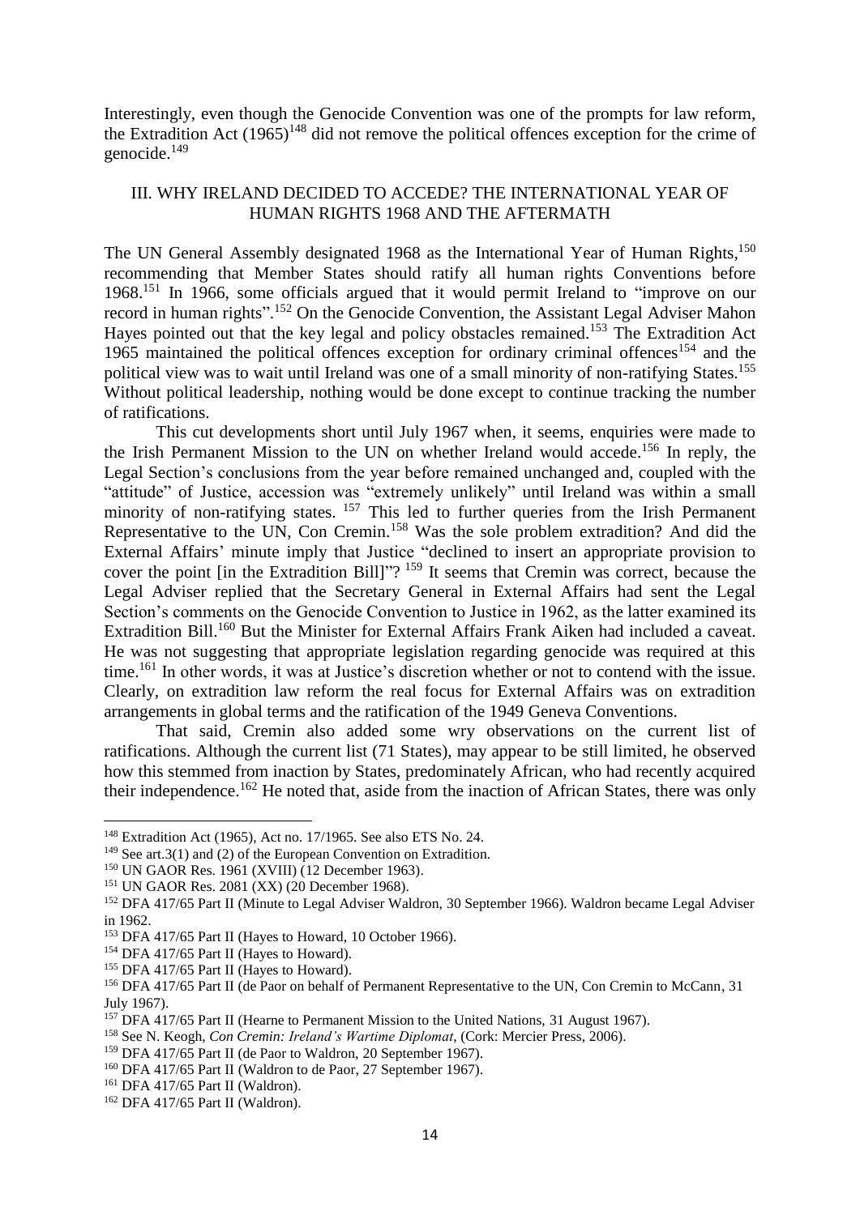Interestingly, even though the Genocide Convention was one of the prompts for law reform, the Extradition Act (1965)[148] did not remove the political offences exception for the crime of genocide.[149]

## III. WHY IRELAND DECIDED TO ACCEDE? THE INTERNATIONAL YEAR OF HUMAN RIGHTS 1968 AND THE AFTERMATH

The UN General Assembly designated 1968 as the International Year of Human Rights,[150] recommending that Member States should ratify all human rights Conventions before 1968.[151] In 1966, some officials argued that it would permit Ireland to "improve on our record in human rights".[152] On the Genocide Convention, the Assistant Legal Adviser Mahon Hayes pointed out that the key legal and policy obstacles remained.[153] The Extradition Act 1965 maintained the political offences exception for ordinary criminal offences[154] and the political view was to wait until Ireland was one of a small minority of non-ratifying States.[155] Without political leadership, nothing would be done except to continue tracking the number of ratifications.

This cut developments short until July 1967 when, it seems, enquiries were made to the Irish Permanent Mission to the UN on whether Ireland would accede.[156] In reply, the Legal Section's conclusions from the year before remained unchanged and, coupled with the "attitude" of Justice, accession was "extremely unlikely" until Ireland was within a small minority of non-ratifying states.[157] This led to further queries from the Irish Permanent Representative to the UN, Con Cremin.[158] Was the sole problem extradition? And did the External Affairs' minute imply that Justice "declined to insert an appropriate provision to cover the point [in the Extradition Bill]"?[159] It seems that Cremin was correct, because the Legal Adviser replied that the Secretary General in External Affairs had sent the Legal Section's comments on the Genocide Convention to Justice in 1962, as the latter examined its Extradition Bill.[160] But the Minister for External Affairs Frank Aiken had included a caveat. He was not suggesting that appropriate legislation regarding genocide was required at this time.[161] In other words, it was at Justice's discretion whether or not to contend with the issue. Clearly, on extradition law reform the real focus for External Affairs was on extradition arrangements in global terms and the ratification of the 1949 Geneva Conventions.

That said, Cremin also added some wry observations on the current list of ratifications. Although the current list (71 States), may appear to be still limited, he observed how this stemmed from inaction by States, predominately African, who had recently acquired their independence.[162] He noted that, aside from the inaction of African States, there was only

---

[148] Extradition Act (1965), Act no. 17/1965. See also ETS No. 24.

[149] See art.3(1) and (2) of the European Convention on Extradition.

[150] UN GAOR Res. 1961 (XVIII) (12 December 1963).

[151] UN GAOR Res. 2081 (XX) (20 December 1968).

[152] DFA 417/65 Part II (Minute to Legal Adviser Waldron, 30 September 1966). Waldron became Legal Adviser in 1962.

[153] DFA 417/65 Part II (Hayes to Howard, 10 October 1966).

[154] DFA 417/65 Part II (Hayes to Howard).

[155] DFA 417/65 Part II (Hayes to Howard).

[156] DFA 417/65 Part II (de Paor on behalf of Permanent Representative to the UN, Con Cremin to McCann, 31 July 1967).

[157] DFA 417/65 Part II (Hearne to Permanent Mission to the United Nations, 31 August 1967).

[158] See N. Keogh, *Con Cremin: Ireland's Wartime Diplomat*, (Cork: Mercier Press, 2006).

[159] DFA 417/65 Part II (de Paor to Waldron, 20 September 1967).

[160] DFA 417/65 Part II (Waldron to de Paor, 27 September 1967).

[161] DFA 417/65 Part II (Waldron).

[162] DFA 417/65 Part II (Waldron).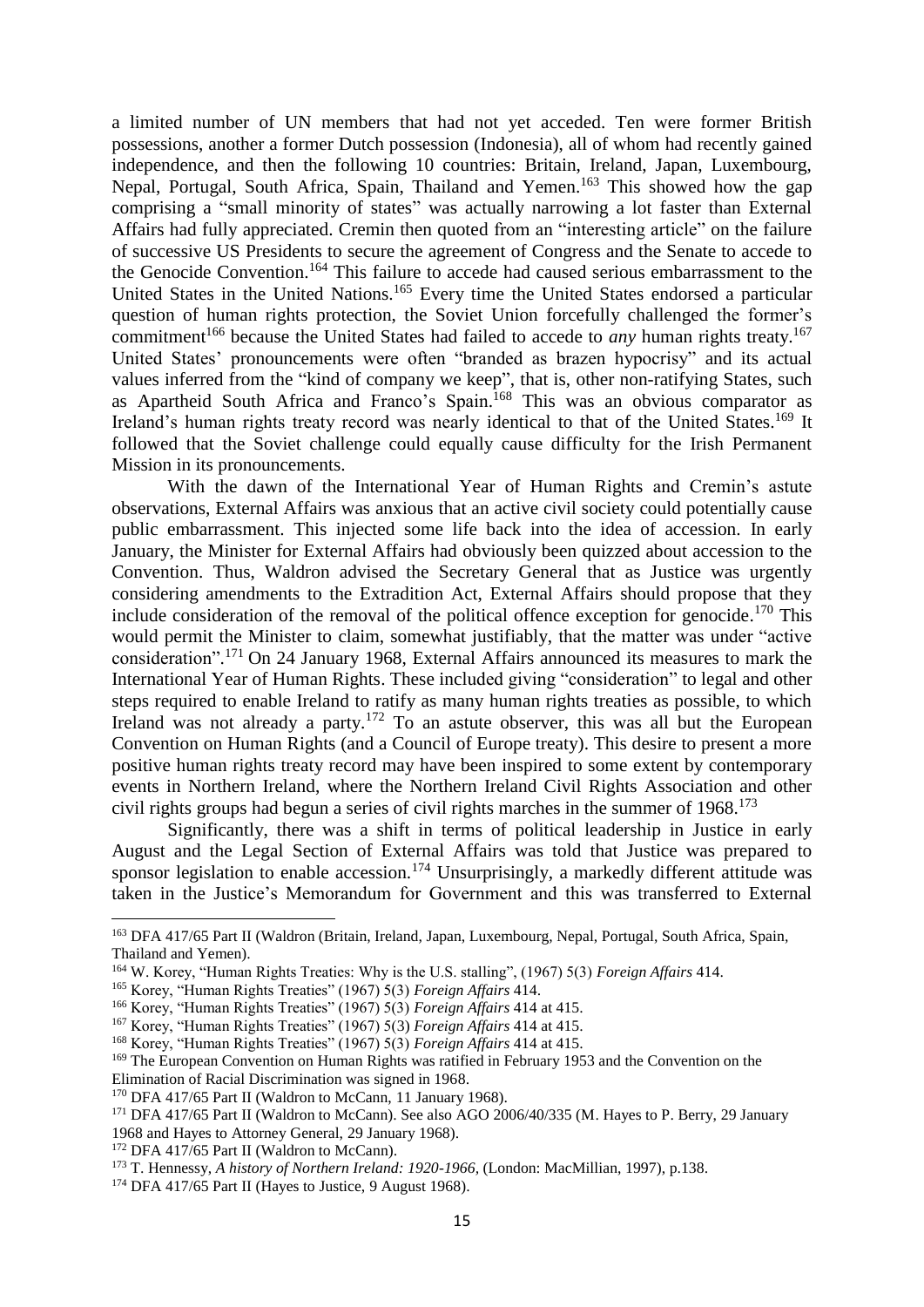a limited number of UN members that had not yet acceded. Ten were former British possessions, another a former Dutch possession (Indonesia), all of whom had recently gained independence, and then the following 10 countries: Britain, Ireland, Japan, Luxembourg, Nepal, Portugal, South Africa, Spain, Thailand and Yemen.[163] This showed how the gap comprising a "small minority of states" was actually narrowing a lot faster than External Affairs had fully appreciated. Cremin then quoted from an "interesting article" on the failure of successive US Presidents to secure the agreement of Congress and the Senate to accede to the Genocide Convention.[164] This failure to accede had caused serious embarrassment to the United States in the United Nations.[165] Every time the United States endorsed a particular question of human rights protection, the Soviet Union forcefully challenged the former's commitment[166] because the United States had failed to accede to *any* human rights treaty.[167] United States' pronouncements were often "branded as brazen hypocrisy" and its actual values inferred from the "kind of company we keep", that is, other non-ratifying States, such as Apartheid South Africa and Franco's Spain.[168] This was an obvious comparator as Ireland's human rights treaty record was nearly identical to that of the United States.[169] It followed that the Soviet challenge could equally cause difficulty for the Irish Permanent Mission in its pronouncements.

With the dawn of the International Year of Human Rights and Cremin's astute observations, External Affairs was anxious that an active civil society could potentially cause public embarrassment. This injected some life back into the idea of accession. In early January, the Minister for External Affairs had obviously been quizzed about accession to the Convention. Thus, Waldron advised the Secretary General that as Justice was urgently considering amendments to the Extradition Act, External Affairs should propose that they include consideration of the removal of the political offence exception for genocide.[170] This would permit the Minister to claim, somewhat justifiably, that the matter was under "active consideration".[171] On 24 January 1968, External Affairs announced its measures to mark the International Year of Human Rights. These included giving "consideration" to legal and other steps required to enable Ireland to ratify as many human rights treaties as possible, to which Ireland was not already a party.[172] To an astute observer, this was all but the European Convention on Human Rights (and a Council of Europe treaty). This desire to present a more positive human rights treaty record may have been inspired to some extent by contemporary events in Northern Ireland, where the Northern Ireland Civil Rights Association and other civil rights groups had begun a series of civil rights marches in the summer of 1968.[173]

Significantly, there was a shift in terms of political leadership in Justice in early August and the Legal Section of External Affairs was told that Justice was prepared to sponsor legislation to enable accession.[174] Unsurprisingly, a markedly different attitude was taken in the Justice's Memorandum for Government and this was transferred to External

---

[163] DFA 417/65 Part II (Waldron (Britain, Ireland, Japan, Luxembourg, Nepal, Portugal, South Africa, Spain, Thailand and Yemen).

[164] W. Korey, "Human Rights Treaties: Why is the U.S. stalling", (1967) 5(3) *Foreign Affairs* 414.

[165] Korey, "Human Rights Treaties" (1967) 5(3) *Foreign Affairs* 414.

[166] Korey, "Human Rights Treaties" (1967) 5(3) *Foreign Affairs* 414 at 415.

[167] Korey, "Human Rights Treaties" (1967) 5(3) *Foreign Affairs* 414 at 415.

[168] Korey, "Human Rights Treaties" (1967) 5(3) *Foreign Affairs* 414 at 415.

[169] The European Convention on Human Rights was ratified in February 1953 and the Convention on the Elimination of Racial Discrimination was signed in 1968.

[170] DFA 417/65 Part II (Waldron to McCann, 11 January 1968).

[171] DFA 417/65 Part II (Waldron to McCann). See also AGO 2006/40/335 (M. Hayes to P. Berry, 29 January 1968 and Hayes to Attorney General, 29 January 1968).

[172] DFA 417/65 Part II (Waldron to McCann).

[173] T. Hennessy, *A history of Northern Ireland: 1920-1966*, (London: MacMillian, 1997), p.138.

[174] DFA 417/65 Part II (Hayes to Justice, 9 August 1968).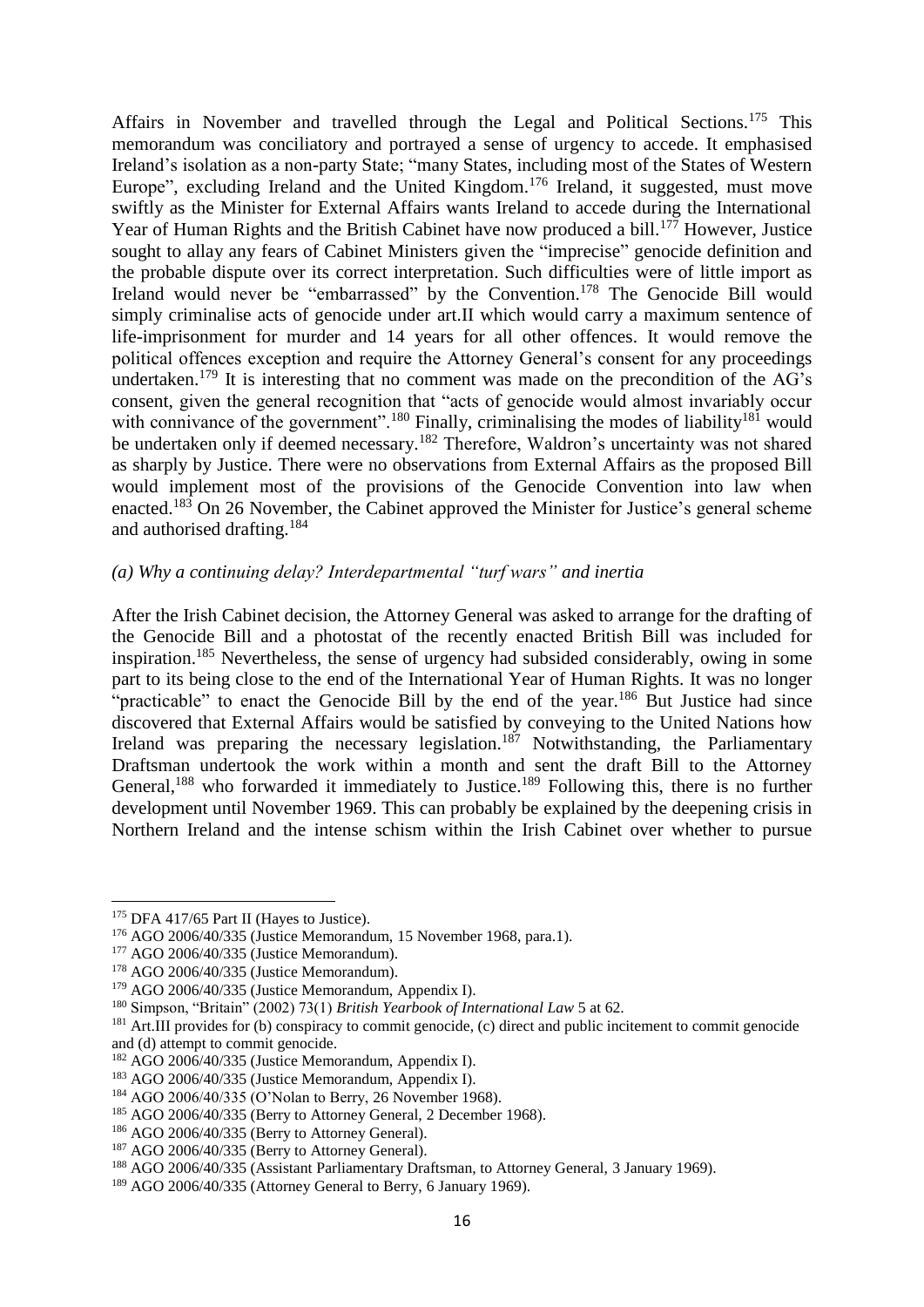Affairs in November and travelled through the Legal and Political Sections.[175] This memorandum was conciliatory and portrayed a sense of urgency to accede. It emphasised Ireland's isolation as a non-party State; "many States, including most of the States of Western Europe", excluding Ireland and the United Kingdom.[176] Ireland, it suggested, must move swiftly as the Minister for External Affairs wants Ireland to accede during the International Year of Human Rights and the British Cabinet have now produced a bill.[177] However, Justice sought to allay any fears of Cabinet Ministers given the "imprecise" genocide definition and the probable dispute over its correct interpretation. Such difficulties were of little import as Ireland would never be "embarrassed" by the Convention.[178] The Genocide Bill would simply criminalise acts of genocide under art.II which would carry a maximum sentence of life-imprisonment for murder and 14 years for all other offences. It would remove the political offences exception and require the Attorney General's consent for any proceedings undertaken.[179] It is interesting that no comment was made on the precondition of the AG's consent, given the general recognition that "acts of genocide would almost invariably occur with connivance of the government".[180] Finally, criminalising the modes of liability[181] would be undertaken only if deemed necessary.[182] Therefore, Waldron's uncertainty was not shared as sharply by Justice. There were no observations from External Affairs as the proposed Bill would implement most of the provisions of the Genocide Convention into law when enacted.[183] On 26 November, the Cabinet approved the Minister for Justice's general scheme and authorised drafting.[184]

### *(a) Why a continuing delay? Interdepartmental "turf wars" and inertia*

After the Irish Cabinet decision, the Attorney General was asked to arrange for the drafting of the Genocide Bill and a photostat of the recently enacted British Bill was included for inspiration.[185] Nevertheless, the sense of urgency had subsided considerably, owing in some part to its being close to the end of the International Year of Human Rights. It was no longer "practicable" to enact the Genocide Bill by the end of the year.[186] But Justice had since discovered that External Affairs would be satisfied by conveying to the United Nations how Ireland was preparing the necessary legislation.[187] Notwithstanding, the Parliamentary Draftsman undertook the work within a month and sent the draft Bill to the Attorney General,[188] who forwarded it immediately to Justice.[189] Following this, there is no further development until November 1969. This can probably be explained by the deepening crisis in Northern Ireland and the intense schism within the Irish Cabinet over whether to pursue

---

[175] DFA 417/65 Part II (Hayes to Justice).

[176] AGO 2006/40/335 (Justice Memorandum, 15 November 1968, para.1).

[177] AGO 2006/40/335 (Justice Memorandum).

[178] AGO 2006/40/335 (Justice Memorandum).

[179] AGO 2006/40/335 (Justice Memorandum, Appendix I).

[180] Simpson, "Britain" (2002) 73(1) *British Yearbook of International Law* 5 at 62.

[181] Art.III provides for (b) conspiracy to commit genocide, (c) direct and public incitement to commit genocide and (d) attempt to commit genocide.

[182] AGO 2006/40/335 (Justice Memorandum, Appendix I).

[183] AGO 2006/40/335 (Justice Memorandum, Appendix I).

[184] AGO 2006/40/335 (O'Nolan to Berry, 26 November 1968).

[185] AGO 2006/40/335 (Berry to Attorney General, 2 December 1968).

[186] AGO 2006/40/335 (Berry to Attorney General).

[187] AGO 2006/40/335 (Berry to Attorney General).

[188] AGO 2006/40/335 (Assistant Parliamentary Draftsman, to Attorney General, 3 January 1969).

[189] AGO 2006/40/335 (Attorney General to Berry, 6 January 1969).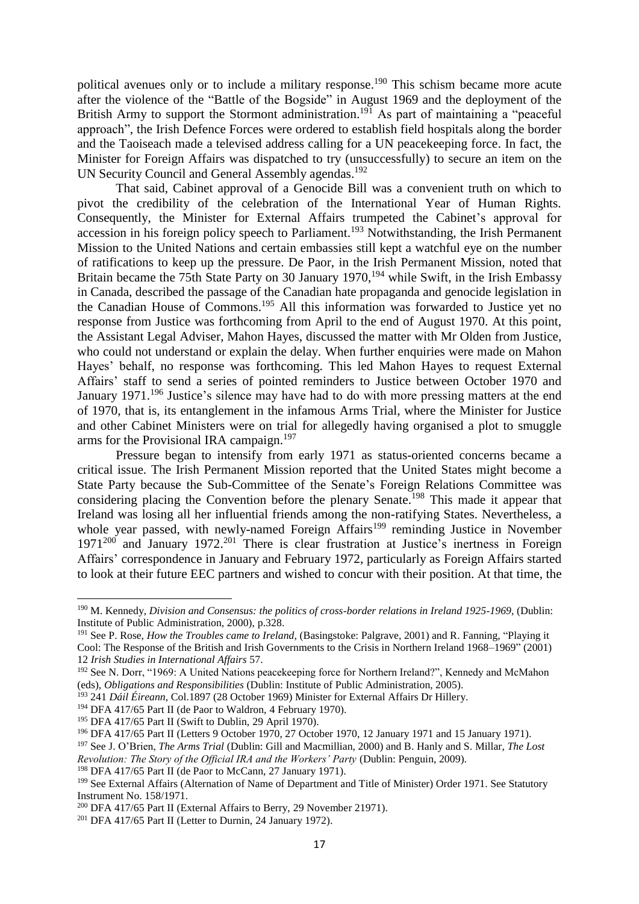political avenues only or to include a military response.[190] This schism became more acute after the violence of the "Battle of the Bogside" in August 1969 and the deployment of the British Army to support the Stormont administration.[191] As part of maintaining a "peaceful approach", the Irish Defence Forces were ordered to establish field hospitals along the border and the Taoiseach made a televised address calling for a UN peacekeeping force. In fact, the Minister for Foreign Affairs was dispatched to try (unsuccessfully) to secure an item on the UN Security Council and General Assembly agendas.[192]

That said, Cabinet approval of a Genocide Bill was a convenient truth on which to pivot the credibility of the celebration of the International Year of Human Rights. Consequently, the Minister for External Affairs trumpeted the Cabinet's approval for accession in his foreign policy speech to Parliament.[193] Notwithstanding, the Irish Permanent Mission to the United Nations and certain embassies still kept a watchful eye on the number of ratifications to keep up the pressure. De Paor, in the Irish Permanent Mission, noted that Britain became the 75th State Party on 30 January 1970,[194] while Swift, in the Irish Embassy in Canada, described the passage of the Canadian hate propaganda and genocide legislation in the Canadian House of Commons.[195] All this information was forwarded to Justice yet no response from Justice was forthcoming from April to the end of August 1970. At this point, the Assistant Legal Adviser, Mahon Hayes, discussed the matter with Mr Olden from Justice, who could not understand or explain the delay. When further enquiries were made on Mahon Hayes' behalf, no response was forthcoming. This led Mahon Hayes to request External Affairs' staff to send a series of pointed reminders to Justice between October 1970 and January 1971.[196] Justice's silence may have had to do with more pressing matters at the end of 1970, that is, its entanglement in the infamous Arms Trial, where the Minister for Justice and other Cabinet Ministers were on trial for allegedly having organised a plot to smuggle arms for the Provisional IRA campaign.[197]

Pressure began to intensify from early 1971 as status-oriented concerns became a critical issue. The Irish Permanent Mission reported that the United States might become a State Party because the Sub-Committee of the Senate's Foreign Relations Committee was considering placing the Convention before the plenary Senate.[198] This made it appear that Ireland was losing all her influential friends among the non-ratifying States. Nevertheless, a whole year passed, with newly-named Foreign Affairs[199] reminding Justice in November 1971[200] and January 1972.[201] There is clear frustration at Justice's inertness in Foreign Affairs' correspondence in January and February 1972, particularly as Foreign Affairs started to look at their future EEC partners and wished to concur with their position. At that time, the

---

[190] M. Kennedy, *Division and Consensus: the politics of cross-border relations in Ireland 1925-1969*, (Dublin: Institute of Public Administration, 2000), p.328.

[191] See P. Rose, *How the Troubles came to Ireland*, (Basingstoke: Palgrave, 2001) and R. Fanning, "Playing it Cool: The Response of the British and Irish Governments to the Crisis in Northern Ireland 1968–1969" (2001) 12 *Irish Studies in International Affairs* 57.

[192] See N. Dorr, "1969: A United Nations peacekeeping force for Northern Ireland?", Kennedy and McMahon (eds), *Obligations and Responsibilities* (Dublin: Institute of Public Administration, 2005).

[193] 241 *Dáil Éireann*, Col.1897 (28 October 1969) Minister for External Affairs Dr Hillery.

[194] DFA 417/65 Part II (de Paor to Waldron, 4 February 1970).

[195] DFA 417/65 Part II (Swift to Dublin, 29 April 1970).

[196] DFA 417/65 Part II (Letters 9 October 1970, 27 October 1970, 12 January 1971 and 15 January 1971).

[197] See J. O'Brien, *The Arms Trial* (Dublin: Gill and Macmillian, 2000) and B. Hanly and S. Millar, *The Lost Revolution: The Story of the Official IRA and the Workers' Party* (Dublin: Penguin, 2009).

[198] DFA 417/65 Part II (de Paor to McCann, 27 January 1971).

[199] See External Affairs (Alternation of Name of Department and Title of Minister) Order 1971. See Statutory Instrument No. 158/1971.

[200] DFA 417/65 Part II (External Affairs to Berry, 29 November 21971).

[201] DFA 417/65 Part II (Letter to Durnin, 24 January 1972).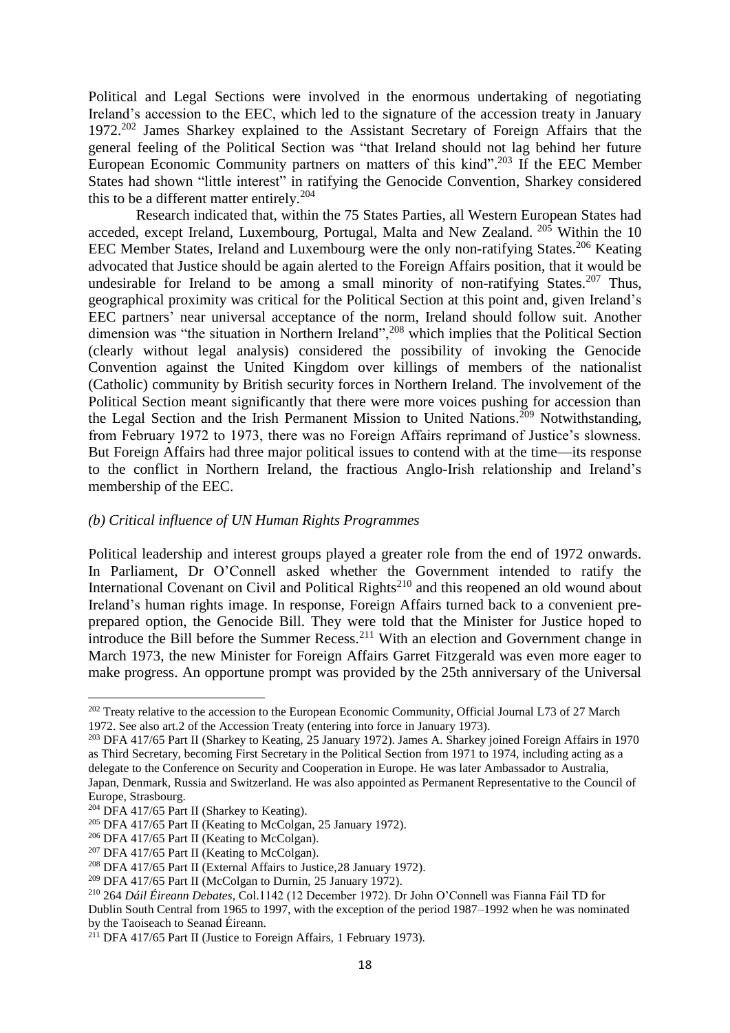Political and Legal Sections were involved in the enormous undertaking of negotiating Ireland's accession to the EEC, which led to the signature of the accession treaty in January 1972.[202] James Sharkey explained to the Assistant Secretary of Foreign Affairs that the general feeling of the Political Section was "that Ireland should not lag behind her future European Economic Community partners on matters of this kind".[203] If the EEC Member States had shown "little interest" in ratifying the Genocide Convention, Sharkey considered this to be a different matter entirely.[204]

Research indicated that, within the 75 States Parties, all Western European States had acceded, except Ireland, Luxembourg, Portugal, Malta and New Zealand. [205] Within the 10 EEC Member States, Ireland and Luxembourg were the only non-ratifying States.[206] Keating advocated that Justice should be again alerted to the Foreign Affairs position, that it would be undesirable for Ireland to be among a small minority of non-ratifying States.[207] Thus, geographical proximity was critical for the Political Section at this point and, given Ireland's EEC partners' near universal acceptance of the norm, Ireland should follow suit. Another dimension was "the situation in Northern Ireland",[208] which implies that the Political Section (clearly without legal analysis) considered the possibility of invoking the Genocide Convention against the United Kingdom over killings of members of the nationalist (Catholic) community by British security forces in Northern Ireland. The involvement of the Political Section meant significantly that there were more voices pushing for accession than the Legal Section and the Irish Permanent Mission to United Nations.[209] Notwithstanding, from February 1972 to 1973, there was no Foreign Affairs reprimand of Justice's slowness. But Foreign Affairs had three major political issues to contend with at the time—its response to the conflict in Northern Ireland, the fractious Anglo-Irish relationship and Ireland's membership of the EEC.

### *(b) Critical influence of UN Human Rights Programmes*

Political leadership and interest groups played a greater role from the end of 1972 onwards. In Parliament, Dr O'Connell asked whether the Government intended to ratify the International Covenant on Civil and Political Rights[210] and this reopened an old wound about Ireland's human rights image. In response, Foreign Affairs turned back to a convenient pre-prepared option, the Genocide Bill. They were told that the Minister for Justice hoped to introduce the Bill before the Summer Recess.[211] With an election and Government change in March 1973, the new Minister for Foreign Affairs Garret Fitzgerald was even more eager to make progress. An opportune prompt was provided by the 25th anniversary of the Universal

---

[202] Treaty relative to the accession to the European Economic Community, Official Journal L73 of 27 March 1972. See also art.2 of the Accession Treaty (entering into force in January 1973).

[203] DFA 417/65 Part II (Sharkey to Keating, 25 January 1972). James A. Sharkey joined Foreign Affairs in 1970 as Third Secretary, becoming First Secretary in the Political Section from 1971 to 1974, including acting as a delegate to the Conference on Security and Cooperation in Europe. He was later Ambassador to Australia, Japan, Denmark, Russia and Switzerland. He was also appointed as Permanent Representative to the Council of Europe, Strasbourg.

[204] DFA 417/65 Part II (Sharkey to Keating).

[205] DFA 417/65 Part II (Keating to McColgan, 25 January 1972).

[206] DFA 417/65 Part II (Keating to McColgan).

[207] DFA 417/65 Part II (Keating to McColgan).

[208] DFA 417/65 Part II (External Affairs to Justice,28 January 1972).

[209] DFA 417/65 Part II (McColgan to Durnin, 25 January 1972).

[210] 264 *Dáil Éireann Debates*, Col.1142 (12 December 1972). Dr John O'Connell was Fianna Fáil TD for Dublin South Central from 1965 to 1997, with the exception of the period 1987–1992 when he was nominated by the Taoiseach to Seanad Éireann.

[211] DFA 417/65 Part II (Justice to Foreign Affairs, 1 February 1973).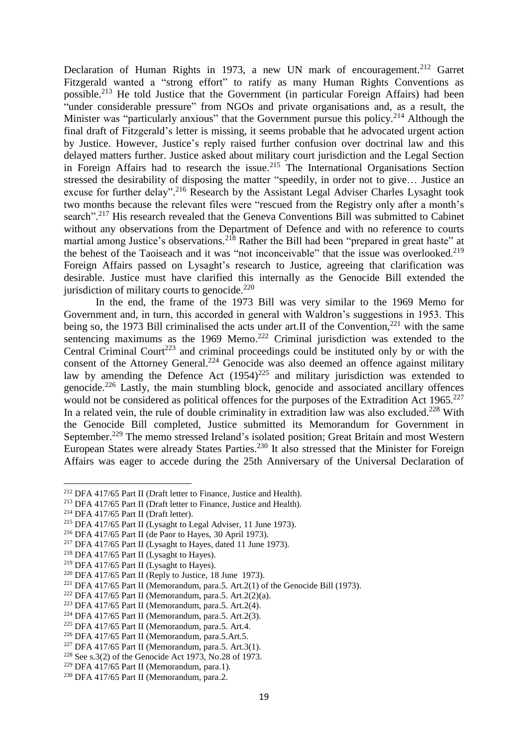Declaration of Human Rights in 1973, a new UN mark of encouragement.[212] Garret Fitzgerald wanted a "strong effort" to ratify as many Human Rights Conventions as possible.[213] He told Justice that the Government (in particular Foreign Affairs) had been "under considerable pressure" from NGOs and private organisations and, as a result, the Minister was "particularly anxious" that the Government pursue this policy.[214] Although the final draft of Fitzgerald's letter is missing, it seems probable that he advocated urgent action by Justice. However, Justice's reply raised further confusion over doctrinal law and this delayed matters further. Justice asked about military court jurisdiction and the Legal Section in Foreign Affairs had to research the issue.[215] The International Organisations Section stressed the desirability of disposing the matter "speedily, in order not to give… Justice an excuse for further delay".[216] Research by the Assistant Legal Adviser Charles Lysaght took two months because the relevant files were "rescued from the Registry only after a month's search".[217] His research revealed that the Geneva Conventions Bill was submitted to Cabinet without any observations from the Department of Defence and with no reference to courts martial among Justice's observations.[218] Rather the Bill had been "prepared in great haste" at the behest of the Taoiseach and it was "not inconceivable" that the issue was overlooked.[219] Foreign Affairs passed on Lysaght's research to Justice, agreeing that clarification was desirable. Justice must have clarified this internally as the Genocide Bill extended the jurisdiction of military courts to genocide.[220]

In the end, the frame of the 1973 Bill was very similar to the 1969 Memo for Government and, in turn, this accorded in general with Waldron's suggestions in 1953. This being so, the 1973 Bill criminalised the acts under art.II of the Convention,[221] with the same sentencing maximums as the 1969 Memo.[222] Criminal jurisdiction was extended to the Central Criminal Court[223] and criminal proceedings could be instituted only by or with the consent of the Attorney General.[224] Genocide was also deemed an offence against military law by amending the Defence Act (1954)[225] and military jurisdiction was extended to genocide.[226] Lastly, the main stumbling block, genocide and associated ancillary offences would not be considered as political offences for the purposes of the Extradition Act 1965.[227] In a related vein, the rule of double criminality in extradition law was also excluded.[228] With the Genocide Bill completed, Justice submitted its Memorandum for Government in September.[229] The memo stressed Ireland's isolated position; Great Britain and most Western European States were already States Parties.[230] It also stressed that the Minister for Foreign Affairs was eager to accede during the 25th Anniversary of the Universal Declaration of

---

[212] DFA 417/65 Part II (Draft letter to Finance, Justice and Health).
[213] DFA 417/65 Part II (Draft letter to Finance, Justice and Health).
[214] DFA 417/65 Part II (Draft letter).
[215] DFA 417/65 Part II (Lysaght to Legal Adviser, 11 June 1973).
[216] DFA 417/65 Part II (de Paor to Hayes, 30 April 1973).
[217] DFA 417/65 Part II (Lysaght to Hayes, dated 11 June 1973).
[218] DFA 417/65 Part II (Lysaght to Hayes).
[219] DFA 417/65 Part II (Lysaght to Hayes).
[220] DFA 417/65 Part II (Reply to Justice, 18 June 1973).
[221] DFA 417/65 Part II (Memorandum, para.5. Art.2(1) of the Genocide Bill (1973).
[222] DFA 417/65 Part II (Memorandum, para.5. Art.2(2)(a).
[223] DFA 417/65 Part II (Memorandum, para.5. Art.2(4).
[224] DFA 417/65 Part II (Memorandum, para.5. Art.2(3).
[225] DFA 417/65 Part II (Memorandum, para.5. Art.4.
[226] DFA 417/65 Part II (Memorandum, para.5.Art.5.
[227] DFA 417/65 Part II (Memorandum, para.5. Art.3(1).
[228] See s.3(2) of the Genocide Act 1973, No.28 of 1973.
[229] DFA 417/65 Part II (Memorandum, para.1).
[230] DFA 417/65 Part II (Memorandum, para.2.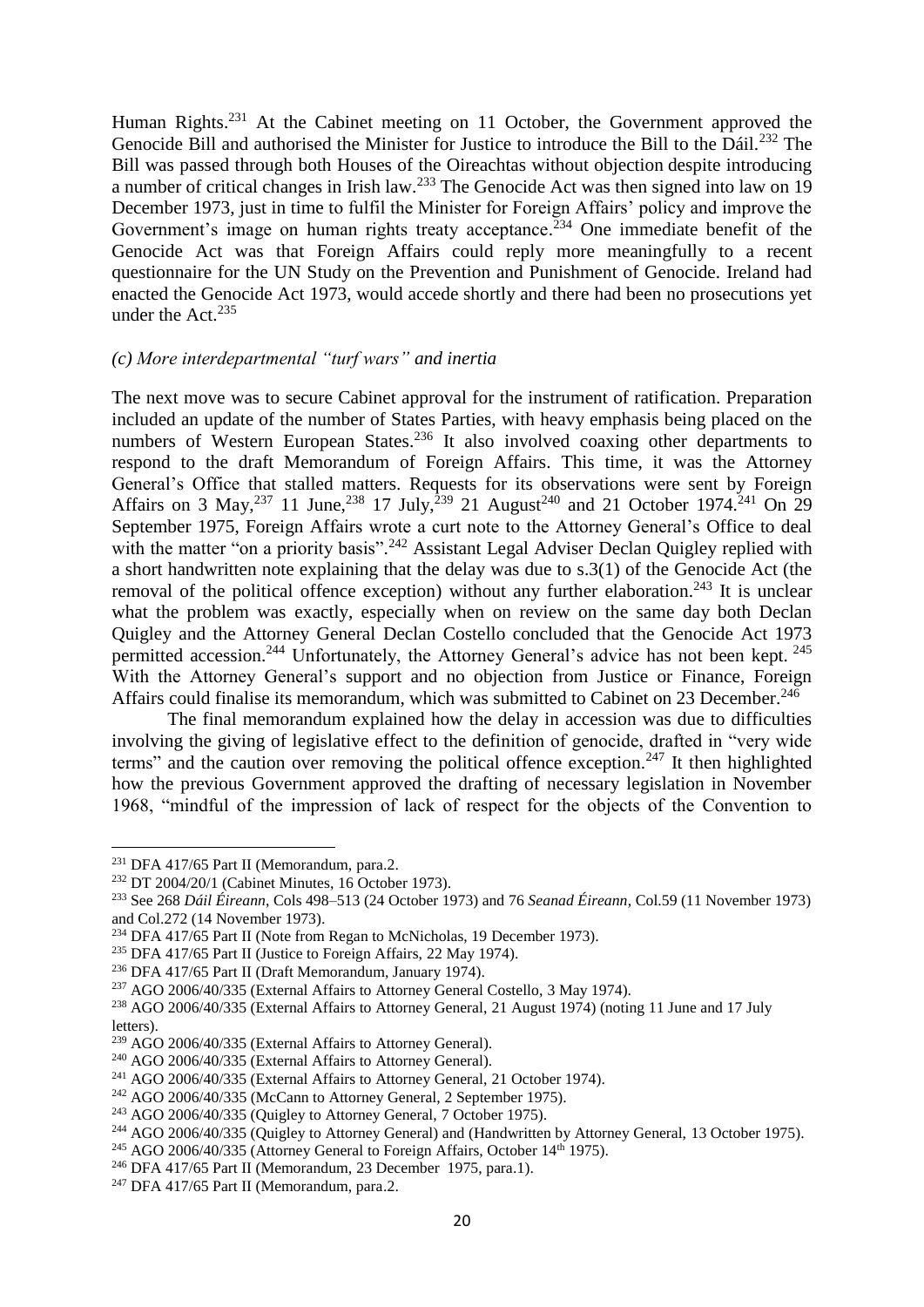Human Rights.[231] At the Cabinet meeting on 11 October, the Government approved the Genocide Bill and authorised the Minister for Justice to introduce the Bill to the Dáil.[232] The Bill was passed through both Houses of the Oireachtas without objection despite introducing a number of critical changes in Irish law.[233] The Genocide Act was then signed into law on 19 December 1973, just in time to fulfil the Minister for Foreign Affairs' policy and improve the Government's image on human rights treaty acceptance.[234] One immediate benefit of the Genocide Act was that Foreign Affairs could reply more meaningfully to a recent questionnaire for the UN Study on the Prevention and Punishment of Genocide. Ireland had enacted the Genocide Act 1973, would accede shortly and there had been no prosecutions yet under the Act.[235]

### *(c) More interdepartmental "turf wars" and inertia*

The next move was to secure Cabinet approval for the instrument of ratification. Preparation included an update of the number of States Parties, with heavy emphasis being placed on the numbers of Western European States.[236] It also involved coaxing other departments to respond to the draft Memorandum of Foreign Affairs. This time, it was the Attorney General's Office that stalled matters. Requests for its observations were sent by Foreign Affairs on 3 May,[237] 11 June,[238] 17 July,[239] 21 August[240] and 21 October 1974.[241] On 29 September 1975, Foreign Affairs wrote a curt note to the Attorney General's Office to deal with the matter "on a priority basis".[242] Assistant Legal Adviser Declan Quigley replied with a short handwritten note explaining that the delay was due to s.3(1) of the Genocide Act (the removal of the political offence exception) without any further elaboration.[243] It is unclear what the problem was exactly, especially when on review on the same day both Declan Quigley and the Attorney General Declan Costello concluded that the Genocide Act 1973 permitted accession.[244] Unfortunately, the Attorney General's advice has not been kept.[245] With the Attorney General's support and no objection from Justice or Finance, Foreign Affairs could finalise its memorandum, which was submitted to Cabinet on 23 December.[246]

The final memorandum explained how the delay in accession was due to difficulties involving the giving of legislative effect to the definition of genocide, drafted in "very wide terms" and the caution over removing the political offence exception.[247] It then highlighted how the previous Government approved the drafting of necessary legislation in November 1968, "mindful of the impression of lack of respect for the objects of the Convention to

---

[231] DFA 417/65 Part II (Memorandum, para.2.

[232] DT 2004/20/1 (Cabinet Minutes, 16 October 1973).

[233] See 268 *Dáil Éireann*, Cols 498–513 (24 October 1973) and 76 *Seanad Éireann*, Col.59 (11 November 1973) and Col.272 (14 November 1973).

[234] DFA 417/65 Part II (Note from Regan to McNicholas, 19 December 1973).

[235] DFA 417/65 Part II (Justice to Foreign Affairs, 22 May 1974).

[236] DFA 417/65 Part II (Draft Memorandum, January 1974).

[237] AGO 2006/40/335 (External Affairs to Attorney General Costello, 3 May 1974).

[238] AGO 2006/40/335 (External Affairs to Attorney General, 21 August 1974) (noting 11 June and 17 July letters).

[239] AGO 2006/40/335 (External Affairs to Attorney General).

[240] AGO 2006/40/335 (External Affairs to Attorney General).

[241] AGO 2006/40/335 (External Affairs to Attorney General, 21 October 1974).

[242] AGO 2006/40/335 (McCann to Attorney General, 2 September 1975).

[243] AGO 2006/40/335 (Quigley to Attorney General, 7 October 1975).

[244] AGO 2006/40/335 (Quigley to Attorney General) and (Handwritten by Attorney General, 13 October 1975).

[245] AGO 2006/40/335 (Attorney General to Foreign Affairs, October 14th 1975).

[246] DFA 417/65 Part II (Memorandum, 23 December 1975, para.1).

[247] DFA 417/65 Part II (Memorandum, para.2.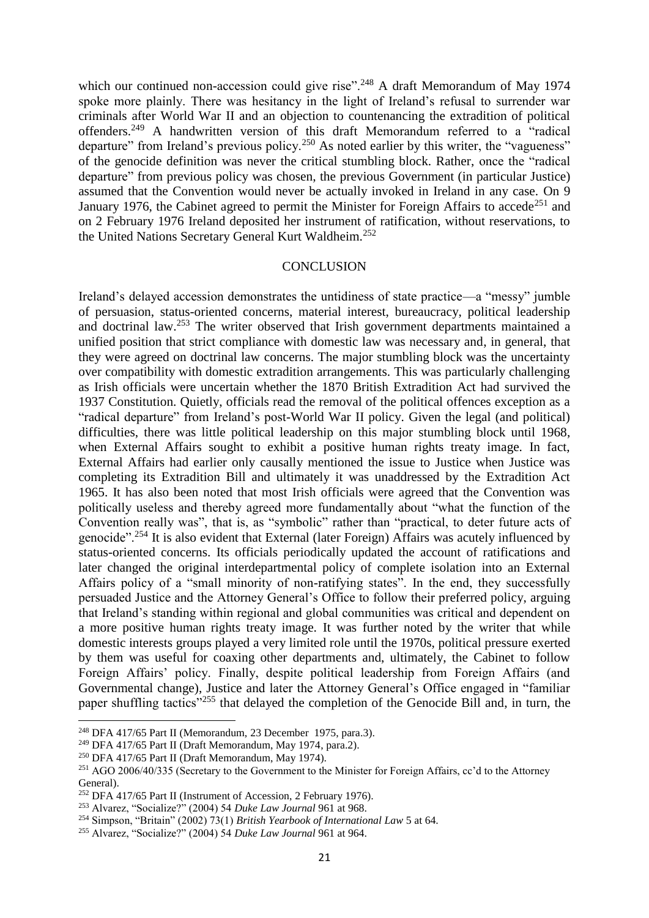which our continued non-accession could give rise".[248] A draft Memorandum of May 1974 spoke more plainly. There was hesitancy in the light of Ireland's refusal to surrender war criminals after World War II and an objection to countenancing the extradition of political offenders.[249] A handwritten version of this draft Memorandum referred to a "radical departure" from Ireland's previous policy.[250] As noted earlier by this writer, the "vagueness" of the genocide definition was never the critical stumbling block. Rather, once the "radical departure" from previous policy was chosen, the previous Government (in particular Justice) assumed that the Convention would never be actually invoked in Ireland in any case. On 9 January 1976, the Cabinet agreed to permit the Minister for Foreign Affairs to accede[251] and on 2 February 1976 Ireland deposited her instrument of ratification, without reservations, to the United Nations Secretary General Kurt Waldheim.[252]

## CONCLUSION

Ireland's delayed accession demonstrates the untidiness of state practice—a "messy" jumble of persuasion, status-oriented concerns, material interest, bureaucracy, political leadership and doctrinal law.[253] The writer observed that Irish government departments maintained a unified position that strict compliance with domestic law was necessary and, in general, that they were agreed on doctrinal law concerns. The major stumbling block was the uncertainty over compatibility with domestic extradition arrangements. This was particularly challenging as Irish officials were uncertain whether the 1870 British Extradition Act had survived the 1937 Constitution. Quietly, officials read the removal of the political offences exception as a "radical departure" from Ireland's post-World War II policy. Given the legal (and political) difficulties, there was little political leadership on this major stumbling block until 1968, when External Affairs sought to exhibit a positive human rights treaty image. In fact, External Affairs had earlier only causally mentioned the issue to Justice when Justice was completing its Extradition Bill and ultimately it was unaddressed by the Extradition Act 1965. It has also been noted that most Irish officials were agreed that the Convention was politically useless and thereby agreed more fundamentally about "what the function of the Convention really was", that is, as "symbolic" rather than "practical, to deter future acts of genocide".[254] It is also evident that External (later Foreign) Affairs was acutely influenced by status-oriented concerns. Its officials periodically updated the account of ratifications and later changed the original interdepartmental policy of complete isolation into an External Affairs policy of a "small minority of non-ratifying states". In the end, they successfully persuaded Justice and the Attorney General's Office to follow their preferred policy, arguing that Ireland's standing within regional and global communities was critical and dependent on a more positive human rights treaty image. It was further noted by the writer that while domestic interests groups played a very limited role until the 1970s, political pressure exerted by them was useful for coaxing other departments and, ultimately, the Cabinet to follow Foreign Affairs' policy. Finally, despite political leadership from Foreign Affairs (and Governmental change), Justice and later the Attorney General's Office engaged in "familiar paper shuffling tactics"[255] that delayed the completion of the Genocide Bill and, in turn, the

---

[248] DFA 417/65 Part II (Memorandum, 23 December 1975, para.3).

[249] DFA 417/65 Part II (Draft Memorandum, May 1974, para.2).

[250] DFA 417/65 Part II (Draft Memorandum, May 1974).

[251] AGO 2006/40/335 (Secretary to the Government to the Minister for Foreign Affairs, cc'd to the Attorney General).

[252] DFA 417/65 Part II (Instrument of Accession, 2 February 1976).

[253] Alvarez, "Socialize?" (2004) 54 *Duke Law Journal* 961 at 968.

[254] Simpson, "Britain" (2002) 73(1) *British Yearbook of International Law* 5 at 64.

[255] Alvarez, "Socialize?" (2004) 54 *Duke Law Journal* 961 at 964.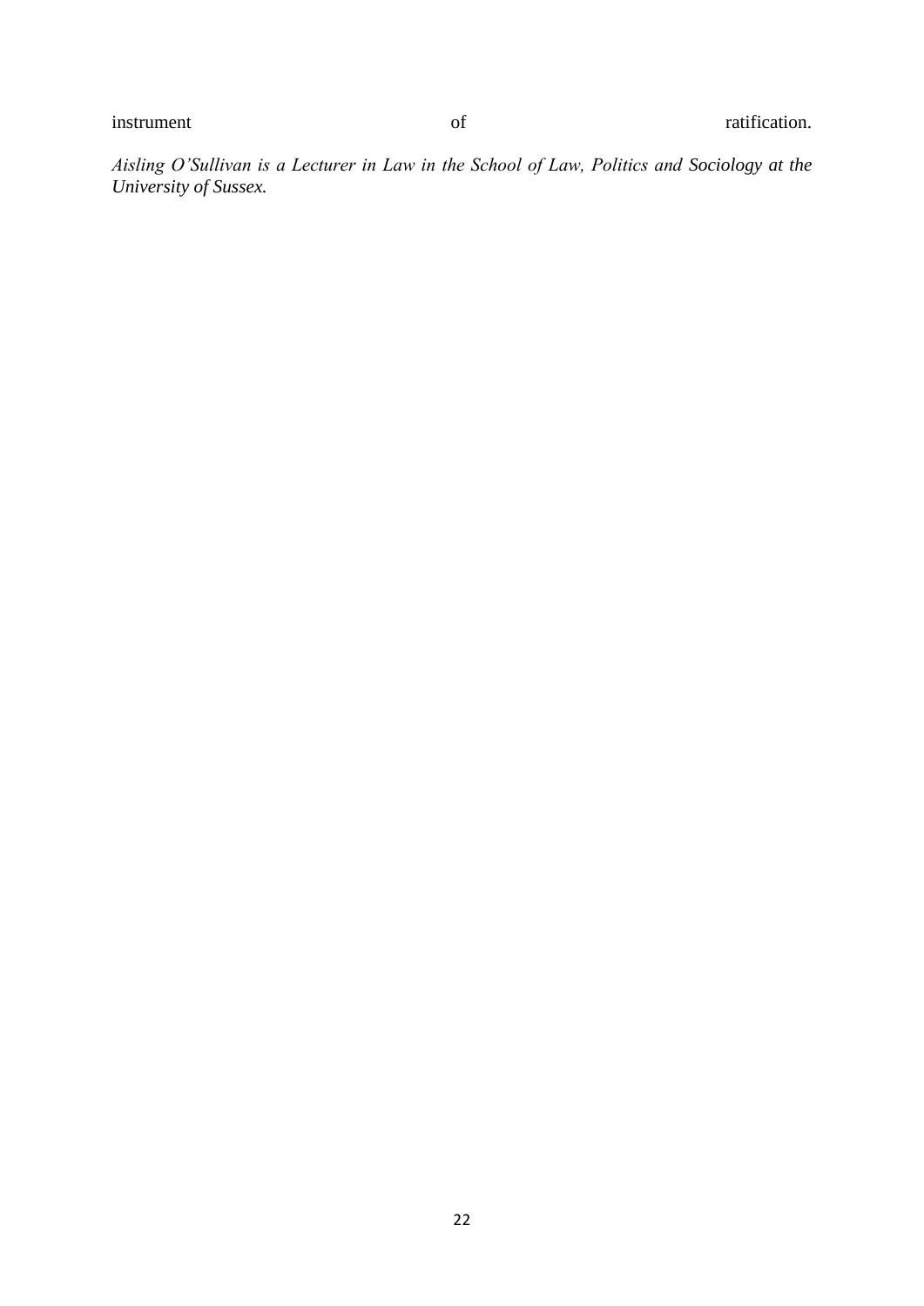instrument of ratification.

*Aisling O'Sullivan is a Lecturer in Law in the School of Law, Politics and Sociology at the University of Sussex.*